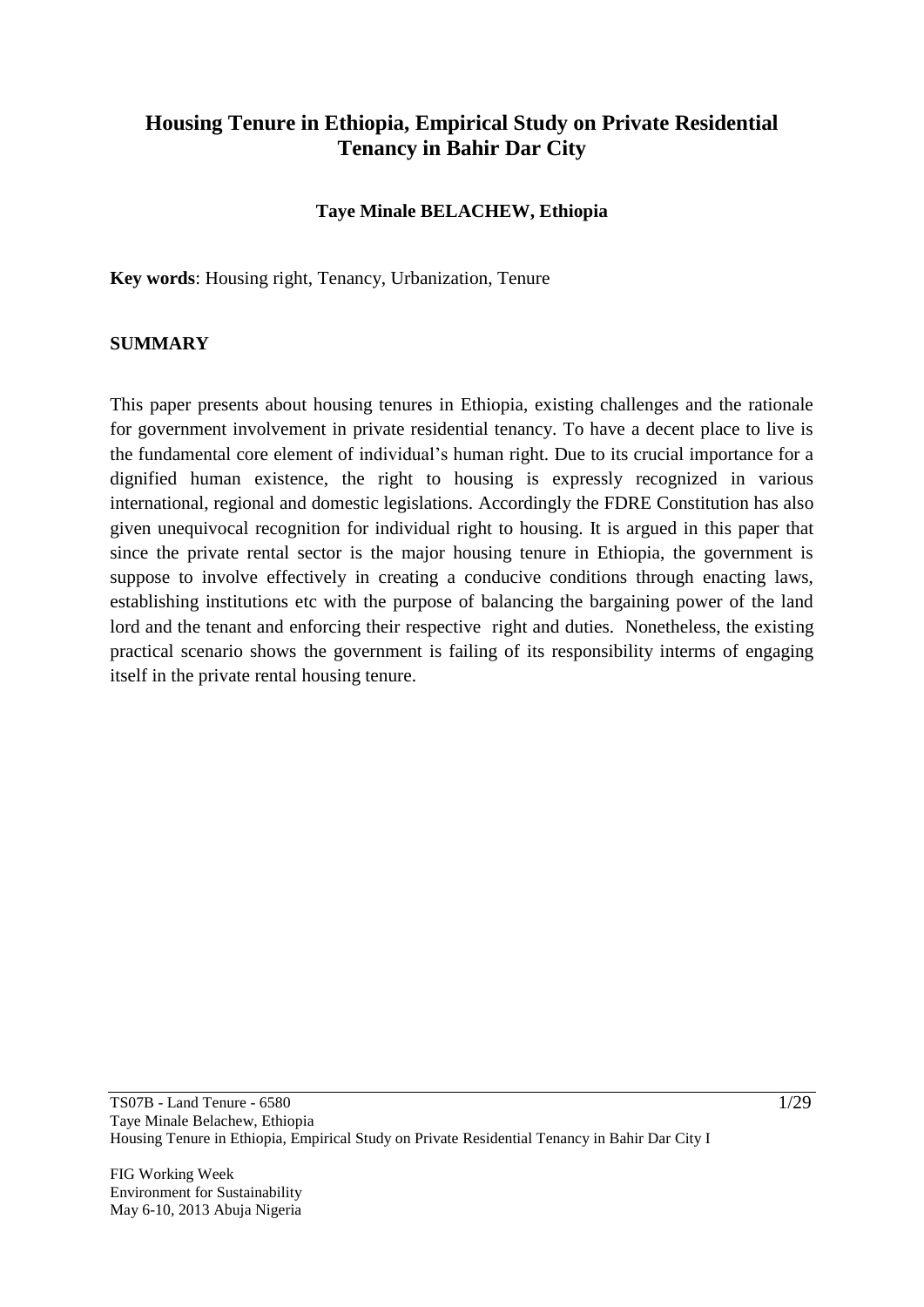# Housing Tenure in Ethiopia, Empirical Study on Private Residential Tenancy in Bahir Dar City

**Taye Minale BELACHEW, Ethiopia**

**Key words**: Housing right, Tenancy, Urbanization, Tenure

## SUMMARY

This paper presents about housing tenures in Ethiopia, existing challenges and the rationale for government involvement in private residential tenancy. To have a decent place to live is the fundamental core element of individual's human right. Due to its crucial importance for a dignified human existence, the right to housing is expressly recognized in various international, regional and domestic legislations. Accordingly the FDRE Constitution has also given unequivocal recognition for individual right to housing. It is argued in this paper that since the private rental sector is the major housing tenure in Ethiopia, the government is suppose to involve effectively in creating a conducive conditions through enacting laws, establishing institutions etc with the purpose of balancing the bargaining power of the land lord and the tenant and enforcing their respective right and duties. Nonetheless, the existing practical scenario shows the government is failing of its responsibility interms of engaging itself in the private rental housing tenure.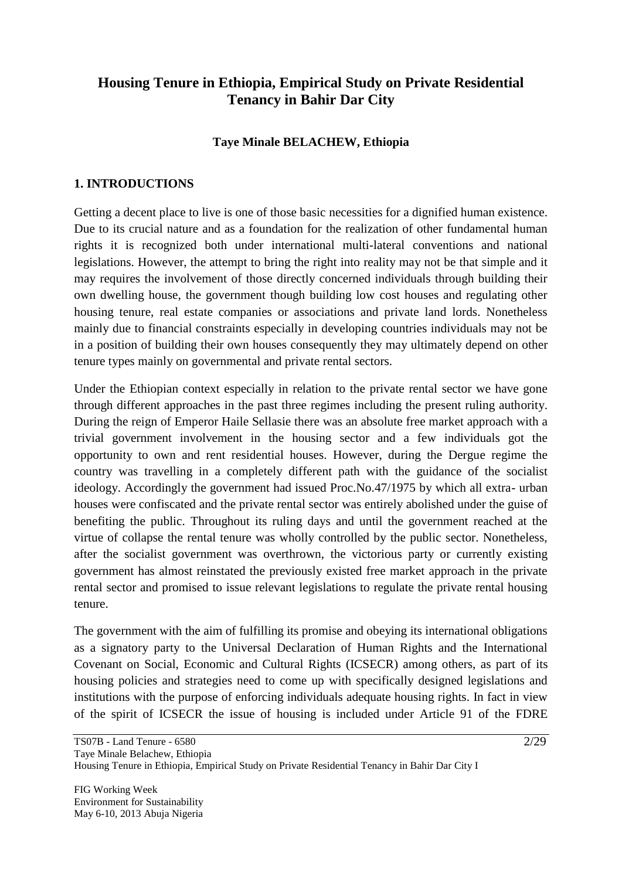# Housing Tenure in Ethiopia, Empirical Study on Private Residential Tenancy in Bahir Dar City

**Taye Minale BELACHEW, Ethiopia**

## 1. INTRODUCTIONS

Getting a decent place to live is one of those basic necessities for a dignified human existence. Due to its crucial nature and as a foundation for the realization of other fundamental human rights it is recognized both under international multi-lateral conventions and national legislations. However, the attempt to bring the right into reality may not be that simple and it may requires the involvement of those directly concerned individuals through building their own dwelling house, the government though building low cost houses and regulating other housing tenure, real estate companies or associations and private land lords. Nonetheless mainly due to financial constraints especially in developing countries individuals may not be in a position of building their own houses consequently they may ultimately depend on other tenure types mainly on governmental and private rental sectors.

Under the Ethiopian context especially in relation to the private rental sector we have gone through different approaches in the past three regimes including the present ruling authority. During the reign of Emperor Haile Sellasie there was an absolute free market approach with a trivial government involvement in the housing sector and a few individuals got the opportunity to own and rent residential houses. However, during the Dergue regime the country was travelling in a completely different path with the guidance of the socialist ideology. Accordingly the government had issued Proc.No.47/1975 by which all extra- urban houses were confiscated and the private rental sector was entirely abolished under the guise of benefiting the public. Throughout its ruling days and until the government reached at the virtue of collapse the rental tenure was wholly controlled by the public sector. Nonetheless, after the socialist government was overthrown, the victorious party or currently existing government has almost reinstated the previously existed free market approach in the private rental sector and promised to issue relevant legislations to regulate the private rental housing tenure.

The government with the aim of fulfilling its promise and obeying its international obligations as a signatory party to the Universal Declaration of Human Rights and the International Covenant on Social, Economic and Cultural Rights (ICSECR) among others, as part of its housing policies and strategies need to come up with specifically designed legislations and institutions with the purpose of enforcing individuals adequate housing rights. In fact in view of the spirit of ICSECR the issue of housing is included under Article 91 of the FDRE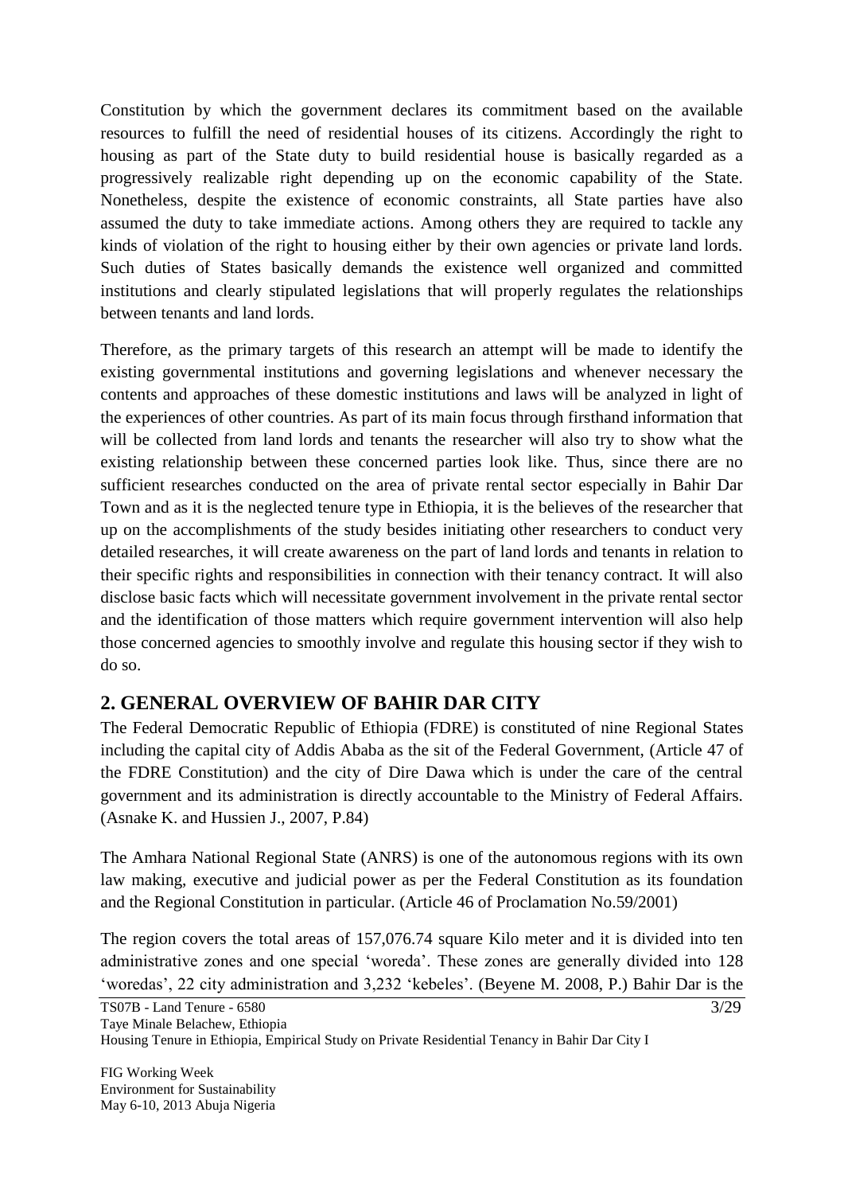Constitution by which the government declares its commitment based on the available resources to fulfill the need of residential houses of its citizens. Accordingly the right to housing as part of the State duty to build residential house is basically regarded as a progressively realizable right depending up on the economic capability of the State. Nonetheless, despite the existence of economic constraints, all State parties have also assumed the duty to take immediate actions. Among others they are required to tackle any kinds of violation of the right to housing either by their own agencies or private land lords. Such duties of States basically demands the existence well organized and committed institutions and clearly stipulated legislations that will properly regulates the relationships between tenants and land lords.

Therefore, as the primary targets of this research an attempt will be made to identify the existing governmental institutions and governing legislations and whenever necessary the contents and approaches of these domestic institutions and laws will be analyzed in light of the experiences of other countries. As part of its main focus through firsthand information that will be collected from land lords and tenants the researcher will also try to show what the existing relationship between these concerned parties look like. Thus, since there are no sufficient researches conducted on the area of private rental sector especially in Bahir Dar Town and as it is the neglected tenure type in Ethiopia, it is the believes of the researcher that up on the accomplishments of the study besides initiating other researchers to conduct very detailed researches, it will create awareness on the part of land lords and tenants in relation to their specific rights and responsibilities in connection with their tenancy contract. It will also disclose basic facts which will necessitate government involvement in the private rental sector and the identification of those matters which require government intervention will also help those concerned agencies to smoothly involve and regulate this housing sector if they wish to do so.

## 2. GENERAL OVERVIEW OF BAHIR DAR CITY

The Federal Democratic Republic of Ethiopia (FDRE) is constituted of nine Regional States including the capital city of Addis Ababa as the sit of the Federal Government, (Article 47 of the FDRE Constitution) and the city of Dire Dawa which is under the care of the central government and its administration is directly accountable to the Ministry of Federal Affairs. (Asnake K. and Hussien J., 2007, P.84)

The Amhara National Regional State (ANRS) is one of the autonomous regions with its own law making, executive and judicial power as per the Federal Constitution as its foundation and the Regional Constitution in particular. (Article 46 of Proclamation No.59/2001)

The region covers the total areas of 157,076.74 square Kilo meter and it is divided into ten administrative zones and one special 'woreda'. These zones are generally divided into 128 'woredas', 22 city administration and 3,232 'kebeles'. (Beyene M. 2008, P.) Bahir Dar is the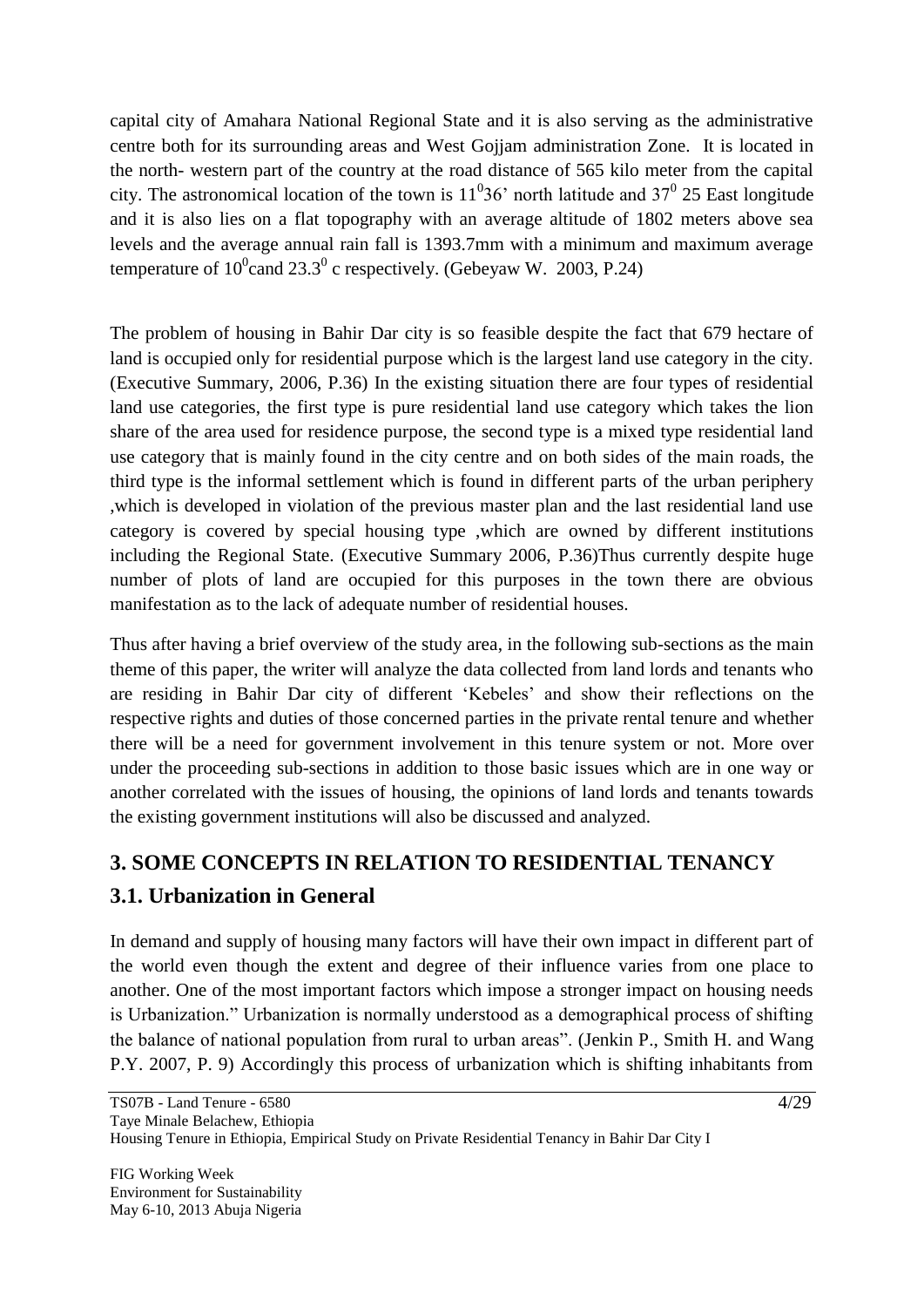capital city of Amahara National Regional State and it is also serving as the administrative centre both for its surrounding areas and West Gojjam administration Zone. It is located in the north- western part of the country at the road distance of 565 kilo meter from the capital city. The astronomical location of the town is $11^0 36$' north latitude and $37^0$ 25 East longitude and it is also lies on a flat topography with an average altitude of 1802 meters above sea levels and the average annual rain fall is 1393.7mm with a minimum and maximum average temperature of $10^0$cand $23.3^0$ c respectively. (Gebeyaw W. 2003, P.24)

The problem of housing in Bahir Dar city is so feasible despite the fact that 679 hectare of land is occupied only for residential purpose which is the largest land use category in the city. (Executive Summary, 2006, P.36) In the existing situation there are four types of residential land use categories, the first type is pure residential land use category which takes the lion share of the area used for residence purpose, the second type is a mixed type residential land use category that is mainly found in the city centre and on both sides of the main roads, the third type is the informal settlement which is found in different parts of the urban periphery ,which is developed in violation of the previous master plan and the last residential land use category is covered by special housing type ,which are owned by different institutions including the Regional State. (Executive Summary 2006, P.36)Thus currently despite huge number of plots of land are occupied for this purposes in the town there are obvious manifestation as to the lack of adequate number of residential houses.

Thus after having a brief overview of the study area, in the following sub-sections as the main theme of this paper, the writer will analyze the data collected from land lords and tenants who are residing in Bahir Dar city of different 'Kebeles' and show their reflections on the respective rights and duties of those concerned parties in the private rental tenure and whether there will be a need for government involvement in this tenure system or not. More over under the proceeding sub-sections in addition to those basic issues which are in one way or another correlated with the issues of housing, the opinions of land lords and tenants towards the existing government institutions will also be discussed and analyzed.

## 3. SOME CONCEPTS IN RELATION TO RESIDENTIAL TENANCY

### 3.1. Urbanization in General

In demand and supply of housing many factors will have their own impact in different part of the world even though the extent and degree of their influence varies from one place to another. One of the most important factors which impose a stronger impact on housing needs is Urbanization." Urbanization is normally understood as a demographical process of shifting the balance of national population from rural to urban areas". (Jenkin P., Smith H. and Wang P.Y. 2007, P. 9) Accordingly this process of urbanization which is shifting inhabitants from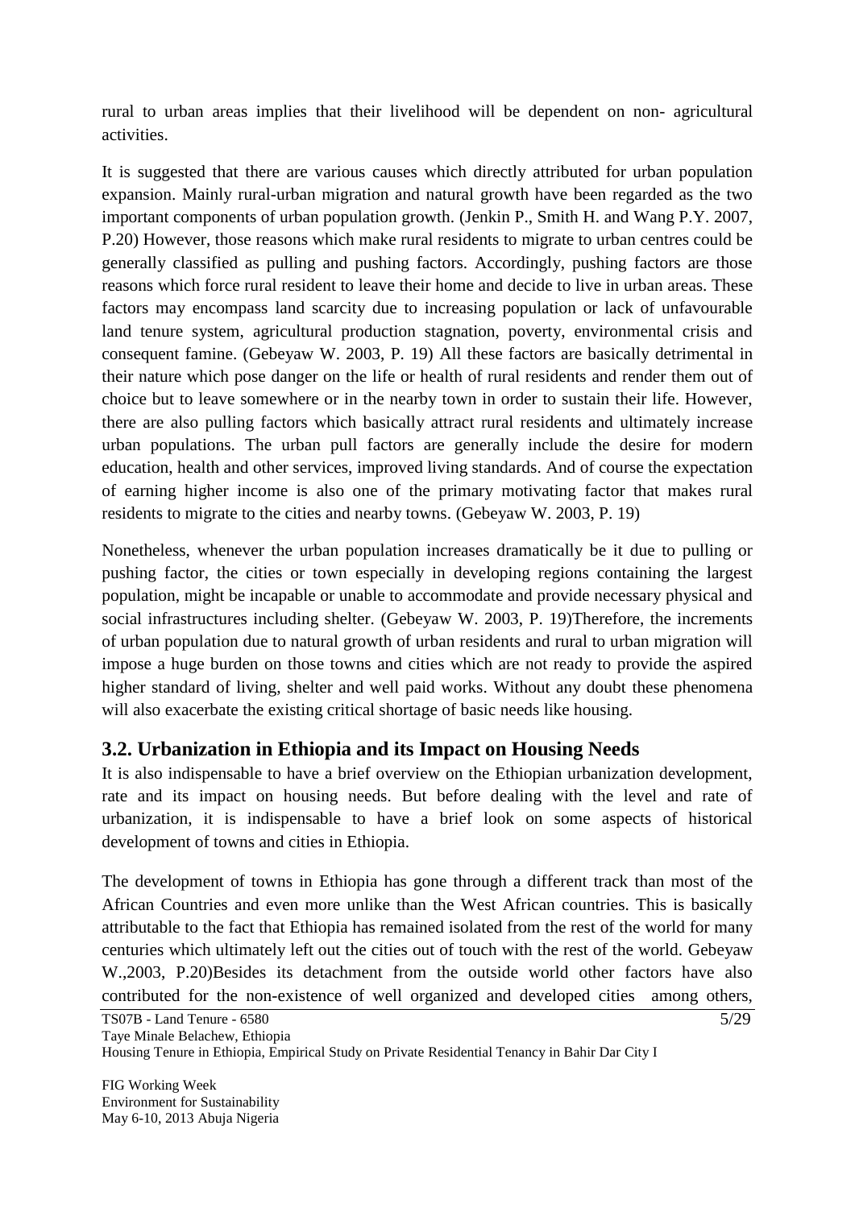rural to urban areas implies that their livelihood will be dependent on non- agricultural activities.

It is suggested that there are various causes which directly attributed for urban population expansion. Mainly rural-urban migration and natural growth have been regarded as the two important components of urban population growth. (Jenkin P., Smith H. and Wang P.Y. 2007, P.20) However, those reasons which make rural residents to migrate to urban centres could be generally classified as pulling and pushing factors. Accordingly, pushing factors are those reasons which force rural resident to leave their home and decide to live in urban areas. These factors may encompass land scarcity due to increasing population or lack of unfavourable land tenure system, agricultural production stagnation, poverty, environmental crisis and consequent famine. (Gebeyaw W. 2003, P. 19) All these factors are basically detrimental in their nature which pose danger on the life or health of rural residents and render them out of choice but to leave somewhere or in the nearby town in order to sustain their life. However, there are also pulling factors which basically attract rural residents and ultimately increase urban populations. The urban pull factors are generally include the desire for modern education, health and other services, improved living standards. And of course the expectation of earning higher income is also one of the primary motivating factor that makes rural residents to migrate to the cities and nearby towns. (Gebeyaw W. 2003, P. 19)

Nonetheless, whenever the urban population increases dramatically be it due to pulling or pushing factor, the cities or town especially in developing regions containing the largest population, might be incapable or unable to accommodate and provide necessary physical and social infrastructures including shelter. (Gebeyaw W. 2003, P. 19)Therefore, the increments of urban population due to natural growth of urban residents and rural to urban migration will impose a huge burden on those towns and cities which are not ready to provide the aspired higher standard of living, shelter and well paid works. Without any doubt these phenomena will also exacerbate the existing critical shortage of basic needs like housing.

## 3.2. Urbanization in Ethiopia and its Impact on Housing Needs

It is also indispensable to have a brief overview on the Ethiopian urbanization development, rate and its impact on housing needs. But before dealing with the level and rate of urbanization, it is indispensable to have a brief look on some aspects of historical development of towns and cities in Ethiopia.

The development of towns in Ethiopia has gone through a different track than most of the African Countries and even more unlike than the West African countries. This is basically attributable to the fact that Ethiopia has remained isolated from the rest of the world for many centuries which ultimately left out the cities out of touch with the rest of the world. Gebeyaw W.,2003, P.20)Besides its detachment from the outside world other factors have also contributed for the non-existence of well organized and developed cities among others,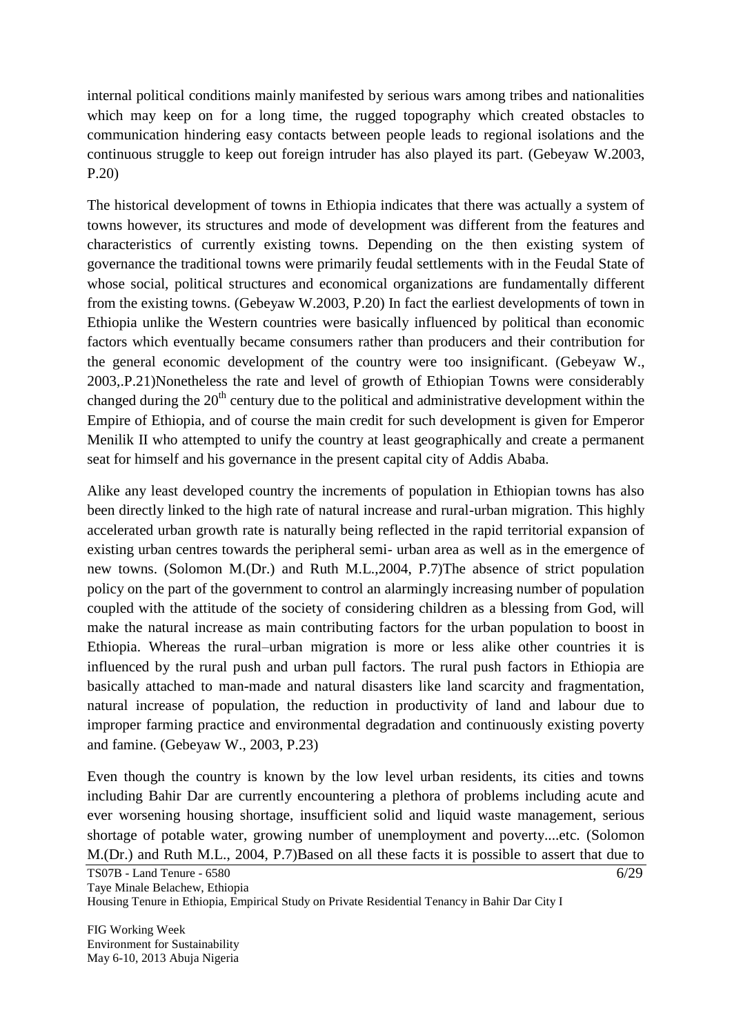internal political conditions mainly manifested by serious wars among tribes and nationalities which may keep on for a long time, the rugged topography which created obstacles to communication hindering easy contacts between people leads to regional isolations and the continuous struggle to keep out foreign intruder has also played its part. (Gebeyaw W.2003, P.20)

The historical development of towns in Ethiopia indicates that there was actually a system of towns however, its structures and mode of development was different from the features and characteristics of currently existing towns. Depending on the then existing system of governance the traditional towns were primarily feudal settlements with in the Feudal State of whose social, political structures and economical organizations are fundamentally different from the existing towns. (Gebeyaw W.2003, P.20) In fact the earliest developments of town in Ethiopia unlike the Western countries were basically influenced by political than economic factors which eventually became consumers rather than producers and their contribution for the general economic development of the country were too insignificant. (Gebeyaw W., 2003,.P.21)Nonetheless the rate and level of growth of Ethiopian Towns were considerably changed during the 20th century due to the political and administrative development within the Empire of Ethiopia, and of course the main credit for such development is given for Emperor Menilik II who attempted to unify the country at least geographically and create a permanent seat for himself and his governance in the present capital city of Addis Ababa.

Alike any least developed country the increments of population in Ethiopian towns has also been directly linked to the high rate of natural increase and rural-urban migration. This highly accelerated urban growth rate is naturally being reflected in the rapid territorial expansion of existing urban centres towards the peripheral semi- urban area as well as in the emergence of new towns. (Solomon M.(Dr.) and Ruth M.L.,2004, P.7)The absence of strict population policy on the part of the government to control an alarmingly increasing number of population coupled with the attitude of the society of considering children as a blessing from God, will make the natural increase as main contributing factors for the urban population to boost in Ethiopia. Whereas the rural–urban migration is more or less alike other countries it is influenced by the rural push and urban pull factors. The rural push factors in Ethiopia are basically attached to man-made and natural disasters like land scarcity and fragmentation, natural increase of population, the reduction in productivity of land and labour due to improper farming practice and environmental degradation and continuously existing poverty and famine. (Gebeyaw W., 2003, P.23)

Even though the country is known by the low level urban residents, its cities and towns including Bahir Dar are currently encountering a plethora of problems including acute and ever worsening housing shortage, insufficient solid and liquid waste management, serious shortage of potable water, growing number of unemployment and poverty....etc. (Solomon M.(Dr.) and Ruth M.L., 2004, P.7)Based on all these facts it is possible to assert that due to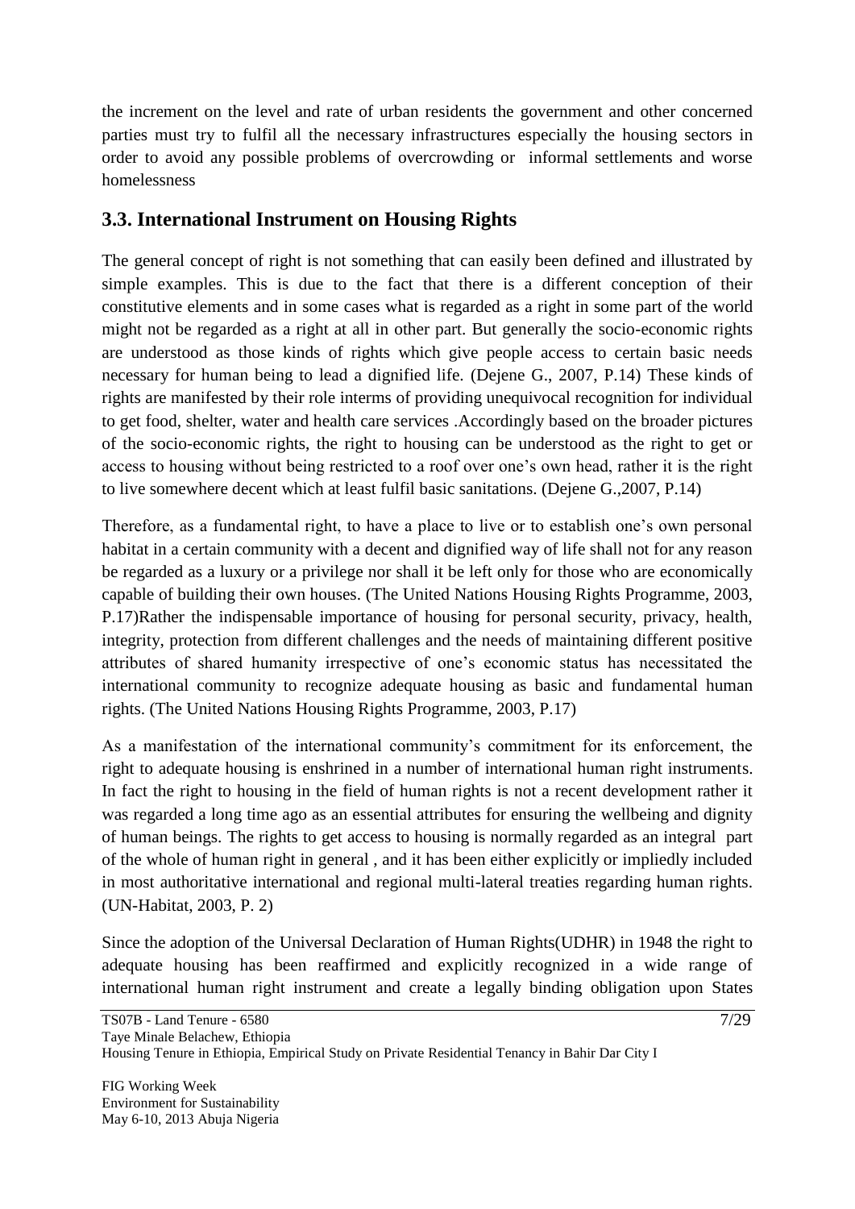the increment on the level and rate of urban residents the government and other concerned parties must try to fulfil all the necessary infrastructures especially the housing sectors in order to avoid any possible problems of overcrowding or informal settlements and worse homelessness

## 3.3. International Instrument on Housing Rights

The general concept of right is not something that can easily been defined and illustrated by simple examples. This is due to the fact that there is a different conception of their constitutive elements and in some cases what is regarded as a right in some part of the world might not be regarded as a right at all in other part. But generally the socio-economic rights are understood as those kinds of rights which give people access to certain basic needs necessary for human being to lead a dignified life. (Dejene G., 2007, P.14) These kinds of rights are manifested by their role interms of providing unequivocal recognition for individual to get food, shelter, water and health care services .Accordingly based on the broader pictures of the socio-economic rights, the right to housing can be understood as the right to get or access to housing without being restricted to a roof over one's own head, rather it is the right to live somewhere decent which at least fulfil basic sanitations. (Dejene G.,2007, P.14)

Therefore, as a fundamental right, to have a place to live or to establish one's own personal habitat in a certain community with a decent and dignified way of life shall not for any reason be regarded as a luxury or a privilege nor shall it be left only for those who are economically capable of building their own houses. (The United Nations Housing Rights Programme, 2003, P.17)Rather the indispensable importance of housing for personal security, privacy, health, integrity, protection from different challenges and the needs of maintaining different positive attributes of shared humanity irrespective of one's economic status has necessitated the international community to recognize adequate housing as basic and fundamental human rights. (The United Nations Housing Rights Programme, 2003, P.17)

As a manifestation of the international community's commitment for its enforcement, the right to adequate housing is enshrined in a number of international human right instruments. In fact the right to housing in the field of human rights is not a recent development rather it was regarded a long time ago as an essential attributes for ensuring the wellbeing and dignity of human beings. The rights to get access to housing is normally regarded as an integral part of the whole of human right in general , and it has been either explicitly or impliedly included in most authoritative international and regional multi-lateral treaties regarding human rights. (UN-Habitat, 2003, P. 2)

Since the adoption of the Universal Declaration of Human Rights(UDHR) in 1948 the right to adequate housing has been reaffirmed and explicitly recognized in a wide range of international human right instrument and create a legally binding obligation upon States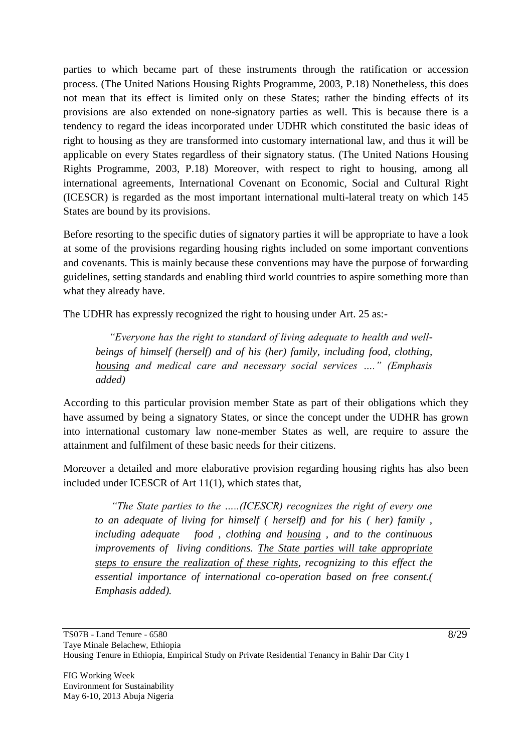parties to which became part of these instruments through the ratification or accession process. (The United Nations Housing Rights Programme, 2003, P.18) Nonetheless, this does not mean that its effect is limited only on these States; rather the binding effects of its provisions are also extended on none-signatory parties as well. This is because there is a tendency to regard the ideas incorporated under UDHR which constituted the basic ideas of right to housing as they are transformed into customary international law, and thus it will be applicable on every States regardless of their signatory status. (The United Nations Housing Rights Programme, 2003, P.18) Moreover, with respect to right to housing, among all international agreements, International Covenant on Economic, Social and Cultural Right (ICESCR) is regarded as the most important international multi-lateral treaty on which 145 States are bound by its provisions.

Before resorting to the specific duties of signatory parties it will be appropriate to have a look at some of the provisions regarding housing rights included on some important conventions and covenants. This is mainly because these conventions may have the purpose of forwarding guidelines, setting standards and enabling third world countries to aspire something more than what they already have.

The UDHR has expressly recognized the right to housing under Art. 25 as:-

> *"Everyone has the right to standard of living adequate to health and well-beings of himself (herself) and of his (her) family, including food, clothing, <u>housing</u> and medical care and necessary social services …." (Emphasis added)*

According to this particular provision member State as part of their obligations which they have assumed by being a signatory States, or since the concept under the UDHR has grown into international customary law none-member States as well, are require to assure the attainment and fulfilment of these basic needs for their citizens.

Moreover a detailed and more elaborative provision regarding housing rights has also been included under ICESCR of Art 11(1), which states that,

> *"The State parties to the …..(ICESCR) recognizes the right of every one to an adequate of living for himself ( herself) and for his ( her) family , including adequate food , clothing and <u>housing</u> , and to the continuous improvements of living conditions. <u>The State parties will take appropriate steps to ensure the realization of these rights</u>, recognizing to this effect the essential importance of international co-operation based on free consent.( Emphasis added).*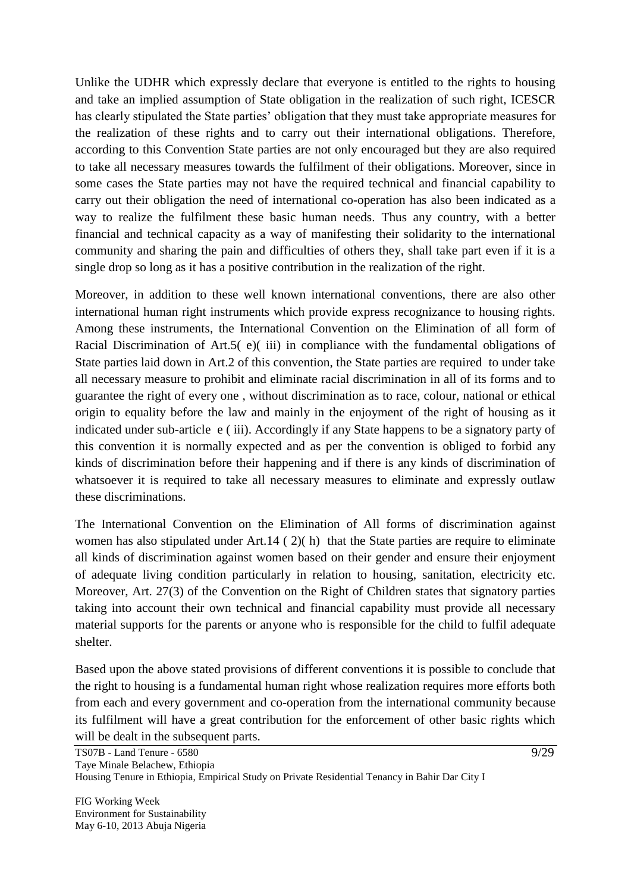Unlike the UDHR which expressly declare that everyone is entitled to the rights to housing and take an implied assumption of State obligation in the realization of such right, ICESCR has clearly stipulated the State parties' obligation that they must take appropriate measures for the realization of these rights and to carry out their international obligations. Therefore, according to this Convention State parties are not only encouraged but they are also required to take all necessary measures towards the fulfilment of their obligations. Moreover, since in some cases the State parties may not have the required technical and financial capability to carry out their obligation the need of international co-operation has also been indicated as a way to realize the fulfilment these basic human needs. Thus any country, with a better financial and technical capacity as a way of manifesting their solidarity to the international community and sharing the pain and difficulties of others they, shall take part even if it is a single drop so long as it has a positive contribution in the realization of the right.

Moreover, in addition to these well known international conventions, there are also other international human right instruments which provide express recognizance to housing rights. Among these instruments, the International Convention on the Elimination of all form of Racial Discrimination of Art.5( e)( iii) in compliance with the fundamental obligations of State parties laid down in Art.2 of this convention, the State parties are required to under take all necessary measure to prohibit and eliminate racial discrimination in all of its forms and to guarantee the right of every one , without discrimination as to race, colour, national or ethical origin to equality before the law and mainly in the enjoyment of the right of housing as it indicated under sub-article e ( iii). Accordingly if any State happens to be a signatory party of this convention it is normally expected and as per the convention is obliged to forbid any kinds of discrimination before their happening and if there is any kinds of discrimination of whatsoever it is required to take all necessary measures to eliminate and expressly outlaw these discriminations.

The International Convention on the Elimination of All forms of discrimination against women has also stipulated under Art.14 ( 2)( h) that the State parties are require to eliminate all kinds of discrimination against women based on their gender and ensure their enjoyment of adequate living condition particularly in relation to housing, sanitation, electricity etc. Moreover, Art. 27(3) of the Convention on the Right of Children states that signatory parties taking into account their own technical and financial capability must provide all necessary material supports for the parents or anyone who is responsible for the child to fulfil adequate shelter.

Based upon the above stated provisions of different conventions it is possible to conclude that the right to housing is a fundamental human right whose realization requires more efforts both from each and every government and co-operation from the international community because its fulfilment will have a great contribution for the enforcement of other basic rights which will be dealt in the subsequent parts.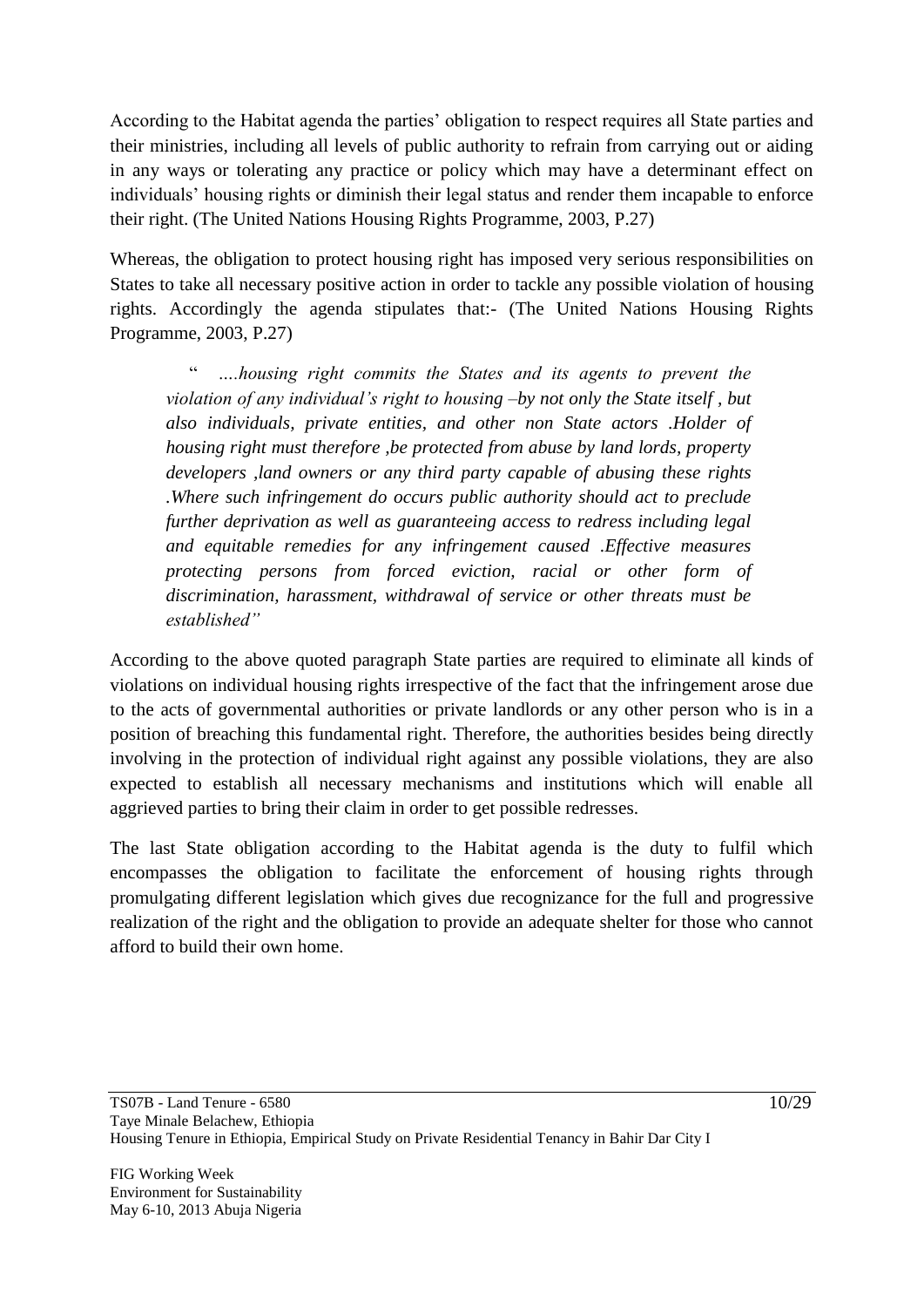According to the Habitat agenda the parties' obligation to respect requires all State parties and their ministries, including all levels of public authority to refrain from carrying out or aiding in any ways or tolerating any practice or policy which may have a determinant effect on individuals' housing rights or diminish their legal status and render them incapable to enforce their right. (The United Nations Housing Rights Programme, 2003, P.27)

Whereas, the obligation to protect housing right has imposed very serious responsibilities on States to take all necessary positive action in order to tackle any possible violation of housing rights. Accordingly the agenda stipulates that:- (The United Nations Housing Rights Programme, 2003, P.27)

> " *….housing right commits the States and its agents to prevent the violation of any individual's right to housing –by not only the State itself , but also individuals, private entities, and other non State actors .Holder of housing right must therefore ,be protected from abuse by land lords, property developers ,land owners or any third party capable of abusing these rights .Where such infringement do occurs public authority should act to preclude further deprivation as well as guaranteeing access to redress including legal and equitable remedies for any infringement caused .Effective measures protecting persons from forced eviction, racial or other form of discrimination, harassment, withdrawal of service or other threats must be established"*

According to the above quoted paragraph State parties are required to eliminate all kinds of violations on individual housing rights irrespective of the fact that the infringement arose due to the acts of governmental authorities or private landlords or any other person who is in a position of breaching this fundamental right. Therefore, the authorities besides being directly involving in the protection of individual right against any possible violations, they are also expected to establish all necessary mechanisms and institutions which will enable all aggrieved parties to bring their claim in order to get possible redresses.

The last State obligation according to the Habitat agenda is the duty to fulfil which encompasses the obligation to facilitate the enforcement of housing rights through promulgating different legislation which gives due recognizance for the full and progressive realization of the right and the obligation to provide an adequate shelter for those who cannot afford to build their own home.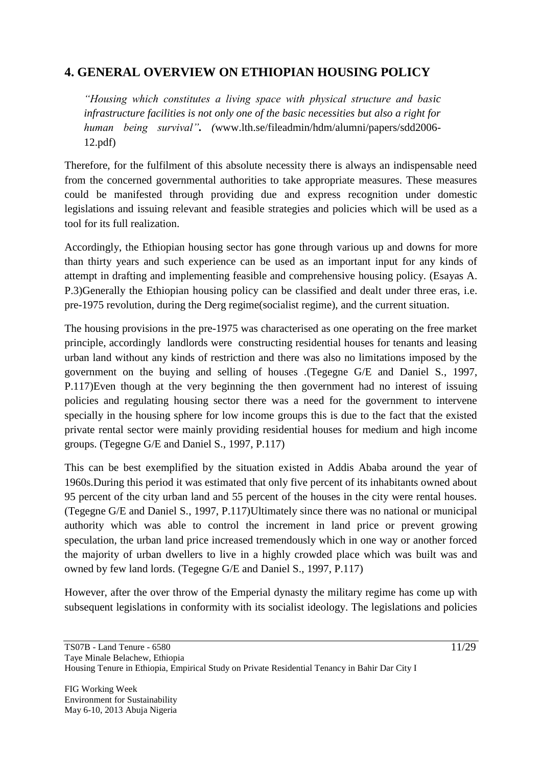## 4. GENERAL OVERVIEW ON ETHIOPIAN HOUSING POLICY

> *"Housing which constitutes a living space with physical structure and basic infrastructure facilities is not only one of the basic necessities but also a right for human being survival".* *(*www.lth.se/fileadmin/hdm/alumni/papers/sdd2006-12.pdf)

Therefore, for the fulfilment of this absolute necessity there is always an indispensable need from the concerned governmental authorities to take appropriate measures. These measures could be manifested through providing due and express recognition under domestic legislations and issuing relevant and feasible strategies and policies which will be used as a tool for its full realization.

Accordingly, the Ethiopian housing sector has gone through various up and downs for more than thirty years and such experience can be used as an important input for any kinds of attempt in drafting and implementing feasible and comprehensive housing policy. (Esayas A. P.3)Generally the Ethiopian housing policy can be classified and dealt under three eras, i.e. pre-1975 revolution, during the Derg regime(socialist regime), and the current situation.

The housing provisions in the pre-1975 was characterised as one operating on the free market principle, accordingly landlords were constructing residential houses for tenants and leasing urban land without any kinds of restriction and there was also no limitations imposed by the government on the buying and selling of houses .(Tegegne G/E and Daniel S., 1997, P.117)Even though at the very beginning the then government had no interest of issuing policies and regulating housing sector there was a need for the government to intervene specially in the housing sphere for low income groups this is due to the fact that the existed private rental sector were mainly providing residential houses for medium and high income groups. (Tegegne G/E and Daniel S., 1997, P.117)

This can be best exemplified by the situation existed in Addis Ababa around the year of 1960s.During this period it was estimated that only five percent of its inhabitants owned about 95 percent of the city urban land and 55 percent of the houses in the city were rental houses. (Tegegne G/E and Daniel S., 1997, P.117)Ultimately since there was no national or municipal authority which was able to control the increment in land price or prevent growing speculation, the urban land price increased tremendously which in one way or another forced the majority of urban dwellers to live in a highly crowded place which was built was and owned by few land lords. (Tegegne G/E and Daniel S., 1997, P.117)

However, after the over throw of the Emperial dynasty the military regime has come up with subsequent legislations in conformity with its socialist ideology. The legislations and policies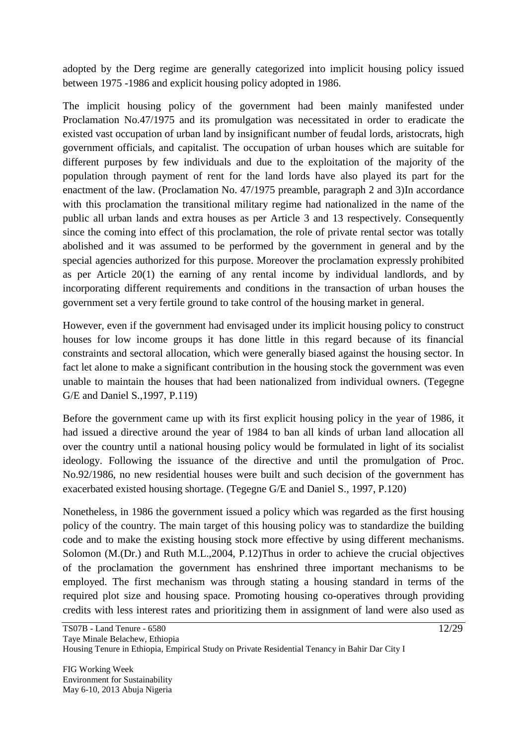adopted by the Derg regime are generally categorized into implicit housing policy issued between 1975 -1986 and explicit housing policy adopted in 1986.

The implicit housing policy of the government had been mainly manifested under Proclamation No.47/1975 and its promulgation was necessitated in order to eradicate the existed vast occupation of urban land by insignificant number of feudal lords, aristocrats, high government officials, and capitalist. The occupation of urban houses which are suitable for different purposes by few individuals and due to the exploitation of the majority of the population through payment of rent for the land lords have also played its part for the enactment of the law. (Proclamation No. 47/1975 preamble, paragraph 2 and 3)In accordance with this proclamation the transitional military regime had nationalized in the name of the public all urban lands and extra houses as per Article 3 and 13 respectively. Consequently since the coming into effect of this proclamation, the role of private rental sector was totally abolished and it was assumed to be performed by the government in general and by the special agencies authorized for this purpose. Moreover the proclamation expressly prohibited as per Article 20(1) the earning of any rental income by individual landlords, and by incorporating different requirements and conditions in the transaction of urban houses the government set a very fertile ground to take control of the housing market in general.

However, even if the government had envisaged under its implicit housing policy to construct houses for low income groups it has done little in this regard because of its financial constraints and sectoral allocation, which were generally biased against the housing sector. In fact let alone to make a significant contribution in the housing stock the government was even unable to maintain the houses that had been nationalized from individual owners. (Tegegne G/E and Daniel S.,1997, P.119)

Before the government came up with its first explicit housing policy in the year of 1986, it had issued a directive around the year of 1984 to ban all kinds of urban land allocation all over the country until a national housing policy would be formulated in light of its socialist ideology. Following the issuance of the directive and until the promulgation of Proc. No.92/1986, no new residential houses were built and such decision of the government has exacerbated existed housing shortage. (Tegegne G/E and Daniel S., 1997, P.120)

Nonetheless, in 1986 the government issued a policy which was regarded as the first housing policy of the country. The main target of this housing policy was to standardize the building code and to make the existing housing stock more effective by using different mechanisms. Solomon (M.(Dr.) and Ruth M.L.,2004, P.12)Thus in order to achieve the crucial objectives of the proclamation the government has enshrined three important mechanisms to be employed. The first mechanism was through stating a housing standard in terms of the required plot size and housing space. Promoting housing co-operatives through providing credits with less interest rates and prioritizing them in assignment of land were also used as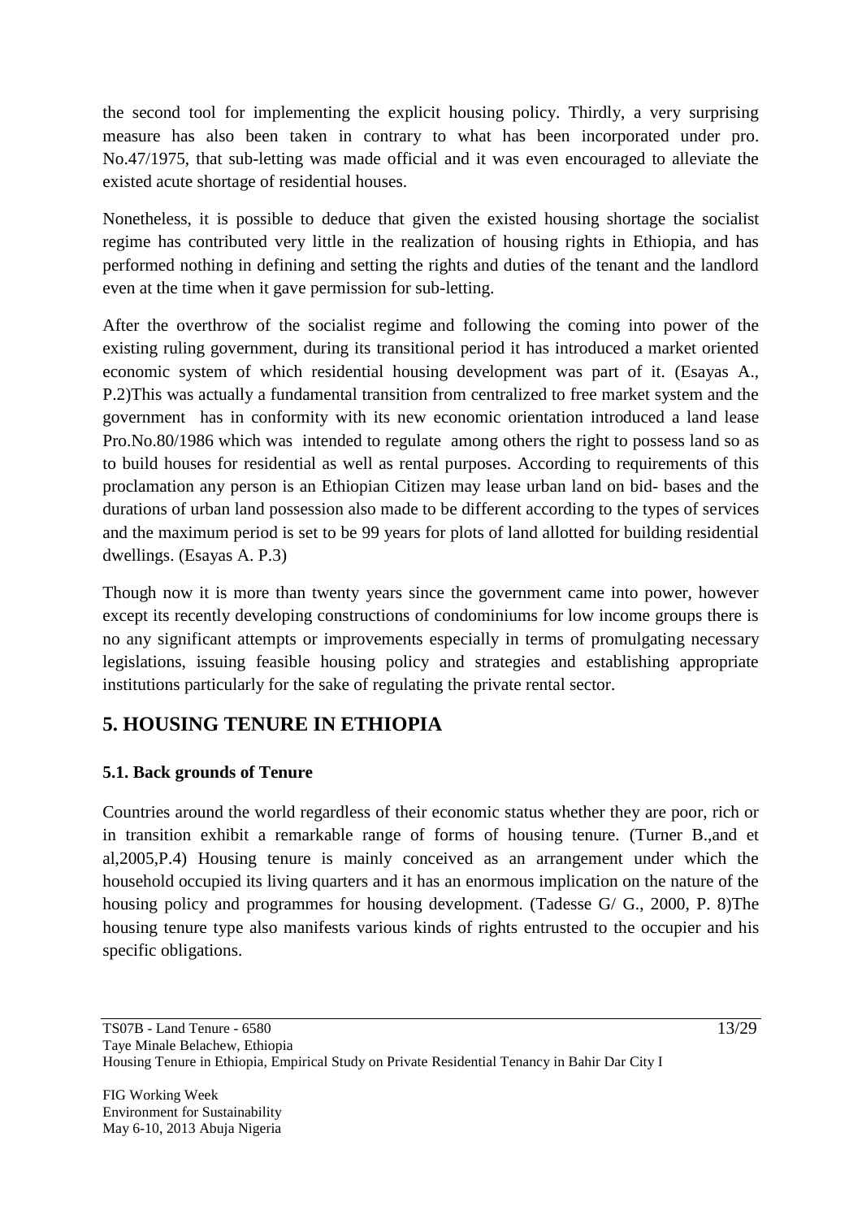the second tool for implementing the explicit housing policy. Thirdly, a very surprising measure has also been taken in contrary to what has been incorporated under pro. No.47/1975, that sub-letting was made official and it was even encouraged to alleviate the existed acute shortage of residential houses.

Nonetheless, it is possible to deduce that given the existed housing shortage the socialist regime has contributed very little in the realization of housing rights in Ethiopia, and has performed nothing in defining and setting the rights and duties of the tenant and the landlord even at the time when it gave permission for sub-letting.

After the overthrow of the socialist regime and following the coming into power of the existing ruling government, during its transitional period it has introduced a market oriented economic system of which residential housing development was part of it. (Esayas A., P.2)This was actually a fundamental transition from centralized to free market system and the government has in conformity with its new economic orientation introduced a land lease Pro.No.80/1986 which was intended to regulate among others the right to possess land so as to build houses for residential as well as rental purposes. According to requirements of this proclamation any person is an Ethiopian Citizen may lease urban land on bid- bases and the durations of urban land possession also made to be different according to the types of services and the maximum period is set to be 99 years for plots of land allotted for building residential dwellings. (Esayas A. P.3)

Though now it is more than twenty years since the government came into power, however except its recently developing constructions of condominiums for low income groups there is no any significant attempts or improvements especially in terms of promulgating necessary legislations, issuing feasible housing policy and strategies and establishing appropriate institutions particularly for the sake of regulating the private rental sector.

## 5. HOUSING TENURE IN ETHIOPIA

### 5.1. Back grounds of Tenure

Countries around the world regardless of their economic status whether they are poor, rich or in transition exhibit a remarkable range of forms of housing tenure. (Turner B.,and et al,2005,P.4) Housing tenure is mainly conceived as an arrangement under which the household occupied its living quarters and it has an enormous implication on the nature of the housing policy and programmes for housing development. (Tadesse G/ G., 2000, P. 8)The housing tenure type also manifests various kinds of rights entrusted to the occupier and his specific obligations.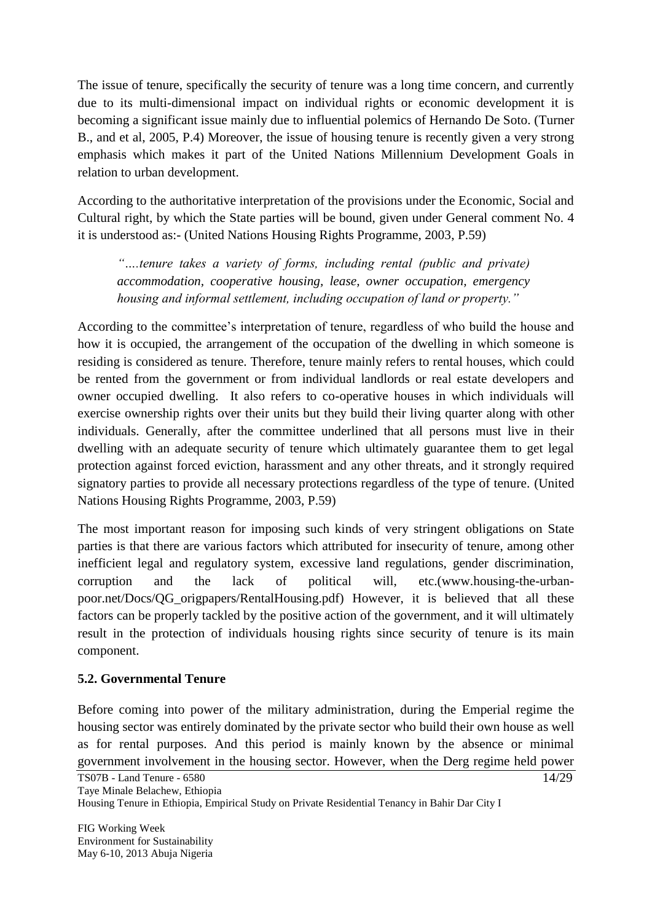The issue of tenure, specifically the security of tenure was a long time concern, and currently due to its multi-dimensional impact on individual rights or economic development it is becoming a significant issue mainly due to influential polemics of Hernando De Soto. (Turner B., and et al, 2005, P.4) Moreover, the issue of housing tenure is recently given a very strong emphasis which makes it part of the United Nations Millennium Development Goals in relation to urban development.

According to the authoritative interpretation of the provisions under the Economic, Social and Cultural right, by which the State parties will be bound, given under General comment No. 4 it is understood as:- (United Nations Housing Rights Programme, 2003, P.59)

> *"….tenure takes a variety of forms, including rental (public and private) accommodation, cooperative housing, lease, owner occupation, emergency housing and informal settlement, including occupation of land or property."*

According to the committee's interpretation of tenure, regardless of who build the house and how it is occupied, the arrangement of the occupation of the dwelling in which someone is residing is considered as tenure. Therefore, tenure mainly refers to rental houses, which could be rented from the government or from individual landlords or real estate developers and owner occupied dwelling. It also refers to co-operative houses in which individuals will exercise ownership rights over their units but they build their living quarter along with other individuals. Generally, after the committee underlined that all persons must live in their dwelling with an adequate security of tenure which ultimately guarantee them to get legal protection against forced eviction, harassment and any other threats, and it strongly required signatory parties to provide all necessary protections regardless of the type of tenure. (United Nations Housing Rights Programme, 2003, P.59)

The most important reason for imposing such kinds of very stringent obligations on State parties is that there are various factors which attributed for insecurity of tenure, among other inefficient legal and regulatory system, excessive land regulations, gender discrimination, corruption and the lack of political will, etc.(www.housing-the-urban-poor.net/Docs/QG_origpapers/RentalHousing.pdf) However, it is believed that all these factors can be properly tackled by the positive action of the government, and it will ultimately result in the protection of individuals housing rights since security of tenure is its main component.

## 5.2. Governmental Tenure

Before coming into power of the military administration, during the Emperial regime the housing sector was entirely dominated by the private sector who build their own house as well as for rental purposes. And this period is mainly known by the absence or minimal government involvement in the housing sector. However, when the Derg regime held power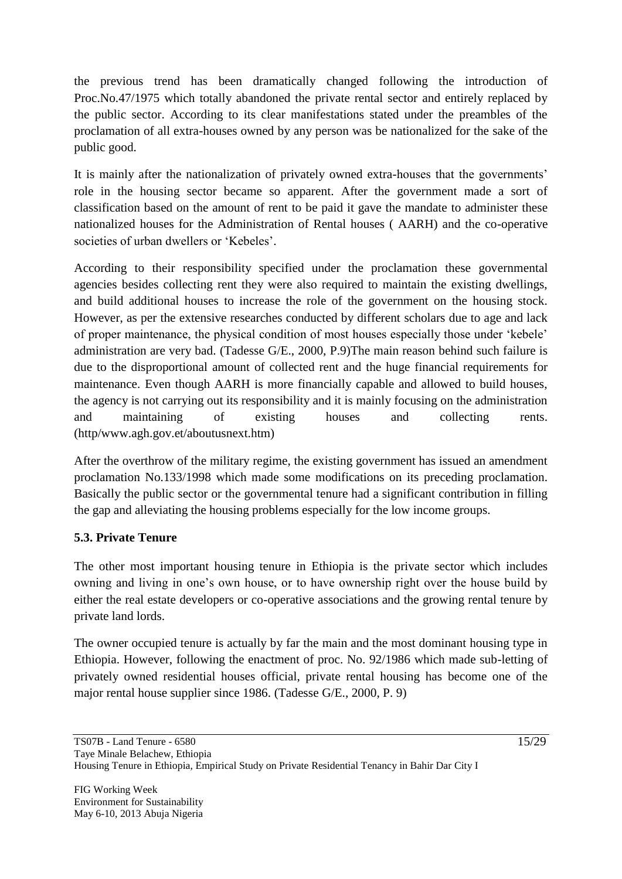the previous trend has been dramatically changed following the introduction of Proc.No.47/1975 which totally abandoned the private rental sector and entirely replaced by the public sector. According to its clear manifestations stated under the preambles of the proclamation of all extra-houses owned by any person was be nationalized for the sake of the public good.

It is mainly after the nationalization of privately owned extra-houses that the governments' role in the housing sector became so apparent. After the government made a sort of classification based on the amount of rent to be paid it gave the mandate to administer these nationalized houses for the Administration of Rental houses ( AARH) and the co-operative societies of urban dwellers or 'Kebeles'.

According to their responsibility specified under the proclamation these governmental agencies besides collecting rent they were also required to maintain the existing dwellings, and build additional houses to increase the role of the government on the housing stock. However, as per the extensive researches conducted by different scholars due to age and lack of proper maintenance, the physical condition of most houses especially those under 'kebele' administration are very bad. (Tadesse G/E., 2000, P.9)The main reason behind such failure is due to the disproportional amount of collected rent and the huge financial requirements for maintenance. Even though AARH is more financially capable and allowed to build houses, the agency is not carrying out its responsibility and it is mainly focusing on the administration and maintaining of existing houses and collecting rents. (http/www.agh.gov.et/aboutusnext.htm)

After the overthrow of the military regime, the existing government has issued an amendment proclamation No.133/1998 which made some modifications on its preceding proclamation. Basically the public sector or the governmental tenure had a significant contribution in filling the gap and alleviating the housing problems especially for the low income groups.

### 5.3. Private Tenure

The other most important housing tenure in Ethiopia is the private sector which includes owning and living in one's own house, or to have ownership right over the house build by either the real estate developers or co-operative associations and the growing rental tenure by private land lords.

The owner occupied tenure is actually by far the main and the most dominant housing type in Ethiopia. However, following the enactment of proc. No. 92/1986 which made sub-letting of privately owned residential houses official, private rental housing has become one of the major rental house supplier since 1986. (Tadesse G/E., 2000, P. 9)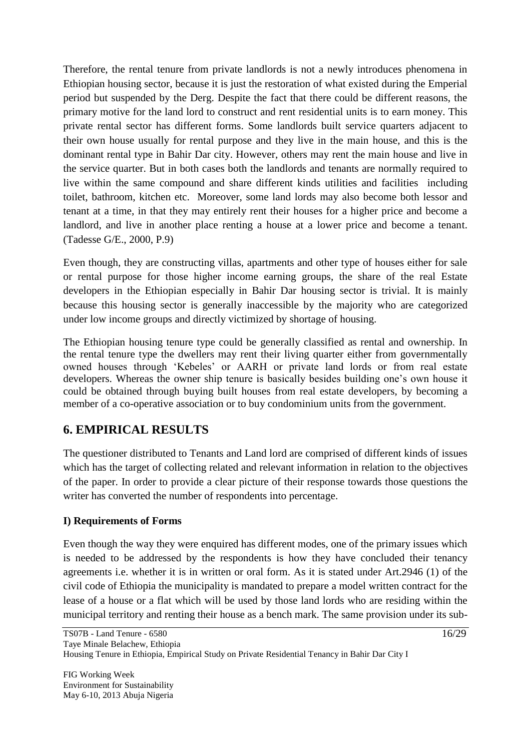Therefore, the rental tenure from private landlords is not a newly introduces phenomena in Ethiopian housing sector, because it is just the restoration of what existed during the Emperial period but suspended by the Derg. Despite the fact that there could be different reasons, the primary motive for the land lord to construct and rent residential units is to earn money. This private rental sector has different forms. Some landlords built service quarters adjacent to their own house usually for rental purpose and they live in the main house, and this is the dominant rental type in Bahir Dar city. However, others may rent the main house and live in the service quarter. But in both cases both the landlords and tenants are normally required to live within the same compound and share different kinds utilities and facilities including toilet, bathroom, kitchen etc. Moreover, some land lords may also become both lessor and tenant at a time, in that they may entirely rent their houses for a higher price and become a landlord, and live in another place renting a house at a lower price and become a tenant. (Tadesse G/E., 2000, P.9)

Even though, they are constructing villas, apartments and other type of houses either for sale or rental purpose for those higher income earning groups, the share of the real Estate developers in the Ethiopian especially in Bahir Dar housing sector is trivial. It is mainly because this housing sector is generally inaccessible by the majority who are categorized under low income groups and directly victimized by shortage of housing.

The Ethiopian housing tenure type could be generally classified as rental and ownership. In the rental tenure type the dwellers may rent their living quarter either from governmentally owned houses through 'Kebeles' or AARH or private land lords or from real estate developers. Whereas the owner ship tenure is basically besides building one's own house it could be obtained through buying built houses from real estate developers, by becoming a member of a co-operative association or to buy condominium units from the government.

## 6. EMPIRICAL RESULTS

The questioner distributed to Tenants and Land lord are comprised of different kinds of issues which has the target of collecting related and relevant information in relation to the objectives of the paper. In order to provide a clear picture of their response towards those questions the writer has converted the number of respondents into percentage.

### I) Requirements of Forms

Even though the way they were enquired has different modes, one of the primary issues which is needed to be addressed by the respondents is how they have concluded their tenancy agreements i.e. whether it is in written or oral form. As it is stated under Art.2946 (1) of the civil code of Ethiopia the municipality is mandated to prepare a model written contract for the lease of a house or a flat which will be used by those land lords who are residing within the municipal territory and renting their house as a bench mark. The same provision under its sub-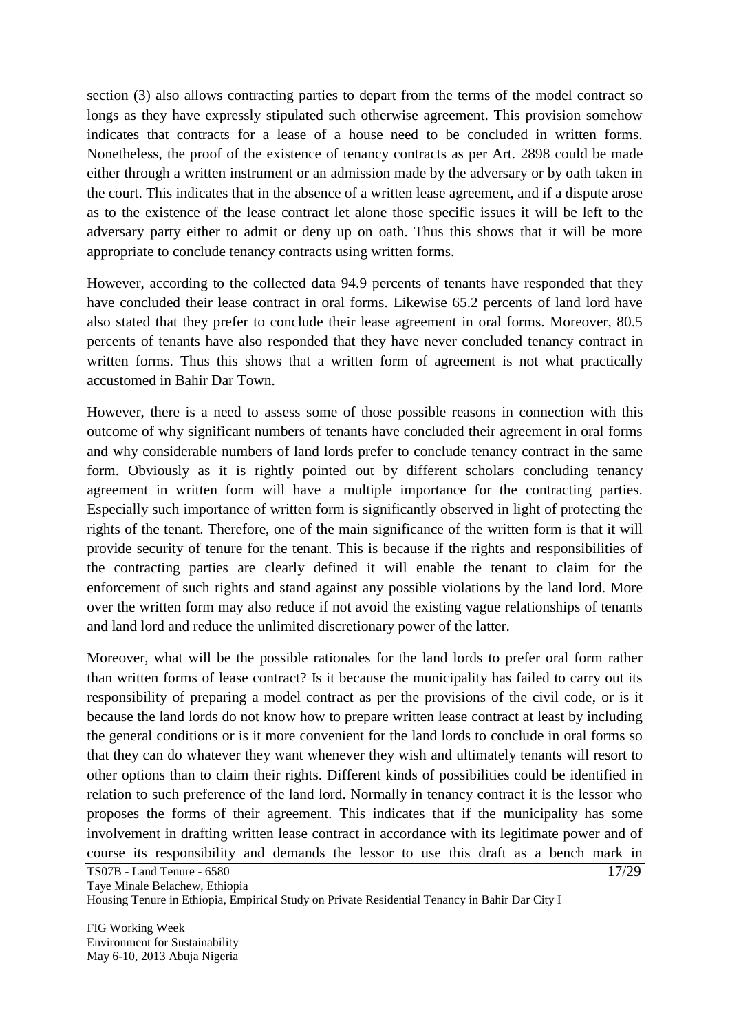section (3) also allows contracting parties to depart from the terms of the model contract so longs as they have expressly stipulated such otherwise agreement. This provision somehow indicates that contracts for a lease of a house need to be concluded in written forms. Nonetheless, the proof of the existence of tenancy contracts as per Art. 2898 could be made either through a written instrument or an admission made by the adversary or by oath taken in the court. This indicates that in the absence of a written lease agreement, and if a dispute arose as to the existence of the lease contract let alone those specific issues it will be left to the adversary party either to admit or deny up on oath. Thus this shows that it will be more appropriate to conclude tenancy contracts using written forms.

However, according to the collected data 94.9 percents of tenants have responded that they have concluded their lease contract in oral forms. Likewise 65.2 percents of land lord have also stated that they prefer to conclude their lease agreement in oral forms. Moreover, 80.5 percents of tenants have also responded that they have never concluded tenancy contract in written forms. Thus this shows that a written form of agreement is not what practically accustomed in Bahir Dar Town.

However, there is a need to assess some of those possible reasons in connection with this outcome of why significant numbers of tenants have concluded their agreement in oral forms and why considerable numbers of land lords prefer to conclude tenancy contract in the same form. Obviously as it is rightly pointed out by different scholars concluding tenancy agreement in written form will have a multiple importance for the contracting parties. Especially such importance of written form is significantly observed in light of protecting the rights of the tenant. Therefore, one of the main significance of the written form is that it will provide security of tenure for the tenant. This is because if the rights and responsibilities of the contracting parties are clearly defined it will enable the tenant to claim for the enforcement of such rights and stand against any possible violations by the land lord. More over the written form may also reduce if not avoid the existing vague relationships of tenants and land lord and reduce the unlimited discretionary power of the latter.

Moreover, what will be the possible rationales for the land lords to prefer oral form rather than written forms of lease contract? Is it because the municipality has failed to carry out its responsibility of preparing a model contract as per the provisions of the civil code, or is it because the land lords do not know how to prepare written lease contract at least by including the general conditions or is it more convenient for the land lords to conclude in oral forms so that they can do whatever they want whenever they wish and ultimately tenants will resort to other options than to claim their rights. Different kinds of possibilities could be identified in relation to such preference of the land lord. Normally in tenancy contract it is the lessor who proposes the forms of their agreement. This indicates that if the municipality has some involvement in drafting written lease contract in accordance with its legitimate power and of course its responsibility and demands the lessor to use this draft as a bench mark in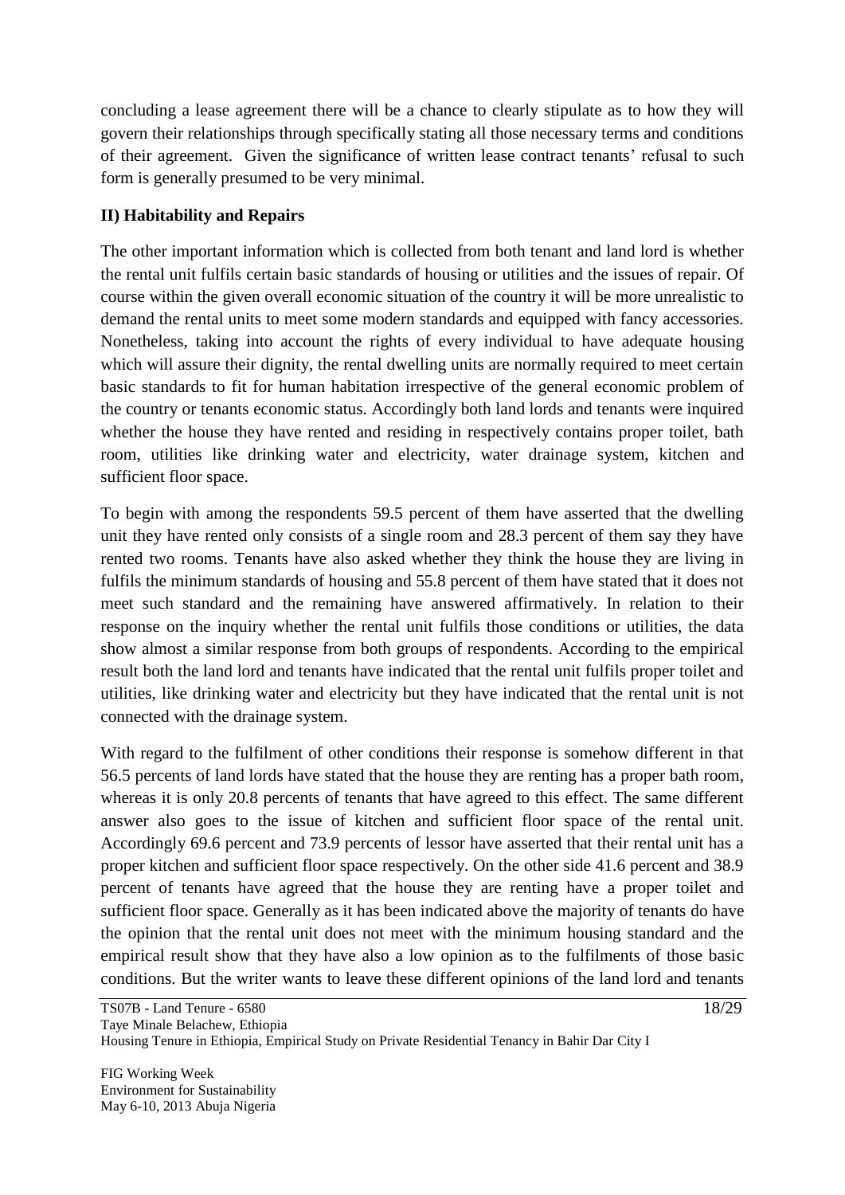concluding a lease agreement there will be a chance to clearly stipulate as to how they will govern their relationships through specifically stating all those necessary terms and conditions of their agreement. Given the significance of written lease contract tenants' refusal to such form is generally presumed to be very minimal.

**II) Habitability and Repairs**

The other important information which is collected from both tenant and land lord is whether the rental unit fulfils certain basic standards of housing or utilities and the issues of repair. Of course within the given overall economic situation of the country it will be more unrealistic to demand the rental units to meet some modern standards and equipped with fancy accessories. Nonetheless, taking into account the rights of every individual to have adequate housing which will assure their dignity, the rental dwelling units are normally required to meet certain basic standards to fit for human habitation irrespective of the general economic problem of the country or tenants economic status. Accordingly both land lords and tenants were inquired whether the house they have rented and residing in respectively contains proper toilet, bath room, utilities like drinking water and electricity, water drainage system, kitchen and sufficient floor space.

To begin with among the respondents 59.5 percent of them have asserted that the dwelling unit they have rented only consists of a single room and 28.3 percent of them say they have rented two rooms. Tenants have also asked whether they think the house they are living in fulfils the minimum standards of housing and 55.8 percent of them have stated that it does not meet such standard and the remaining have answered affirmatively. In relation to their response on the inquiry whether the rental unit fulfils those conditions or utilities, the data show almost a similar response from both groups of respondents. According to the empirical result both the land lord and tenants have indicated that the rental unit fulfils proper toilet and utilities, like drinking water and electricity but they have indicated that the rental unit is not connected with the drainage system.

With regard to the fulfilment of other conditions their response is somehow different in that 56.5 percents of land lords have stated that the house they are renting has a proper bath room, whereas it is only 20.8 percents of tenants that have agreed to this effect. The same different answer also goes to the issue of kitchen and sufficient floor space of the rental unit. Accordingly 69.6 percent and 73.9 percents of lessor have asserted that their rental unit has a proper kitchen and sufficient floor space respectively. On the other side 41.6 percent and 38.9 percent of tenants have agreed that the house they are renting have a proper toilet and sufficient floor space. Generally as it has been indicated above the majority of tenants do have the opinion that the rental unit does not meet with the minimum housing standard and the empirical result show that they have also a low opinion as to the fulfilments of those basic conditions. But the writer wants to leave these different opinions of the land lord and tenants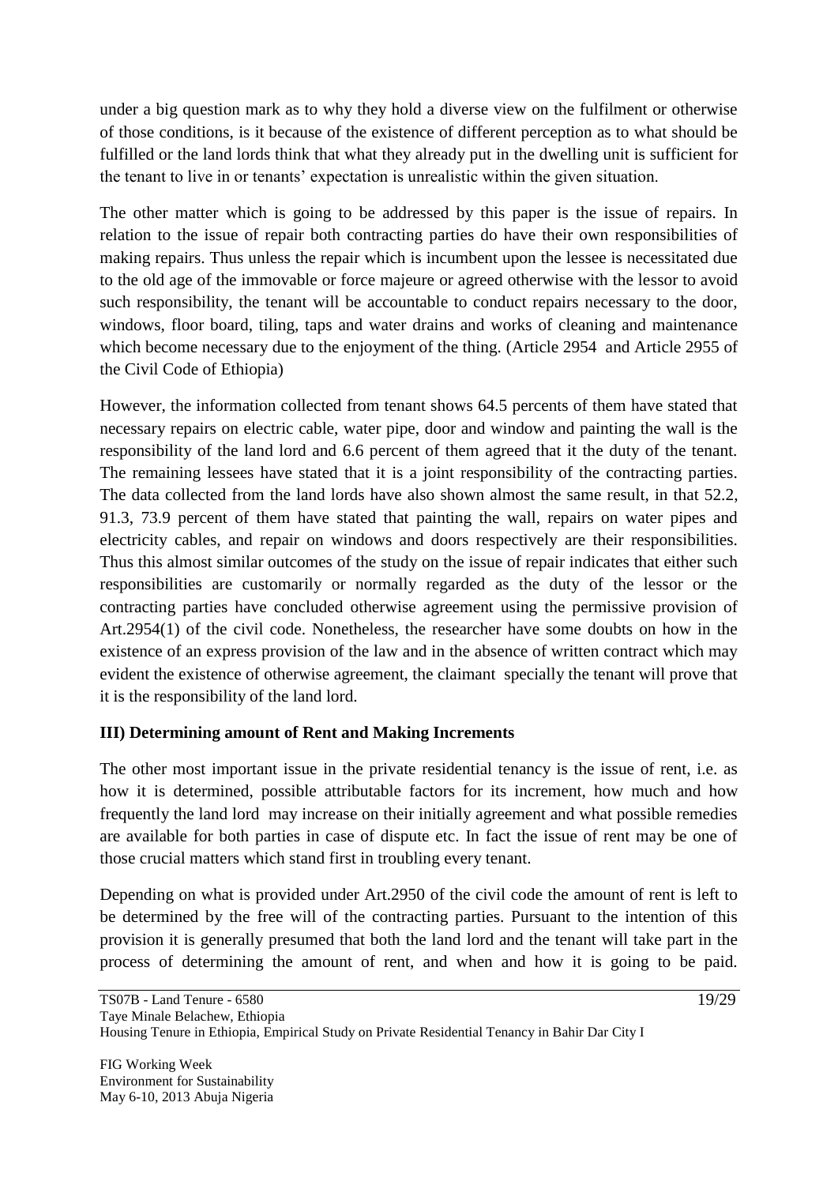under a big question mark as to why they hold a diverse view on the fulfilment or otherwise of those conditions, is it because of the existence of different perception as to what should be fulfilled or the land lords think that what they already put in the dwelling unit is sufficient for the tenant to live in or tenants' expectation is unrealistic within the given situation.

The other matter which is going to be addressed by this paper is the issue of repairs. In relation to the issue of repair both contracting parties do have their own responsibilities of making repairs. Thus unless the repair which is incumbent upon the lessee is necessitated due to the old age of the immovable or force majeure or agreed otherwise with the lessor to avoid such responsibility, the tenant will be accountable to conduct repairs necessary to the door, windows, floor board, tiling, taps and water drains and works of cleaning and maintenance which become necessary due to the enjoyment of the thing. (Article 2954 and Article 2955 of the Civil Code of Ethiopia)

However, the information collected from tenant shows 64.5 percents of them have stated that necessary repairs on electric cable, water pipe, door and window and painting the wall is the responsibility of the land lord and 6.6 percent of them agreed that it the duty of the tenant. The remaining lessees have stated that it is a joint responsibility of the contracting parties. The data collected from the land lords have also shown almost the same result, in that 52.2, 91.3, 73.9 percent of them have stated that painting the wall, repairs on water pipes and electricity cables, and repair on windows and doors respectively are their responsibilities. Thus this almost similar outcomes of the study on the issue of repair indicates that either such responsibilities are customarily or normally regarded as the duty of the lessor or the contracting parties have concluded otherwise agreement using the permissive provision of Art.2954(1) of the civil code. Nonetheless, the researcher have some doubts on how in the existence of an express provision of the law and in the absence of written contract which may evident the existence of otherwise agreement, the claimant specially the tenant will prove that it is the responsibility of the land lord.

### III) Determining amount of Rent and Making Increments

The other most important issue in the private residential tenancy is the issue of rent, i.e. as how it is determined, possible attributable factors for its increment, how much and how frequently the land lord may increase on their initially agreement and what possible remedies are available for both parties in case of dispute etc. In fact the issue of rent may be one of those crucial matters which stand first in troubling every tenant.

Depending on what is provided under Art.2950 of the civil code the amount of rent is left to be determined by the free will of the contracting parties. Pursuant to the intention of this provision it is generally presumed that both the land lord and the tenant will take part in the process of determining the amount of rent, and when and how it is going to be paid.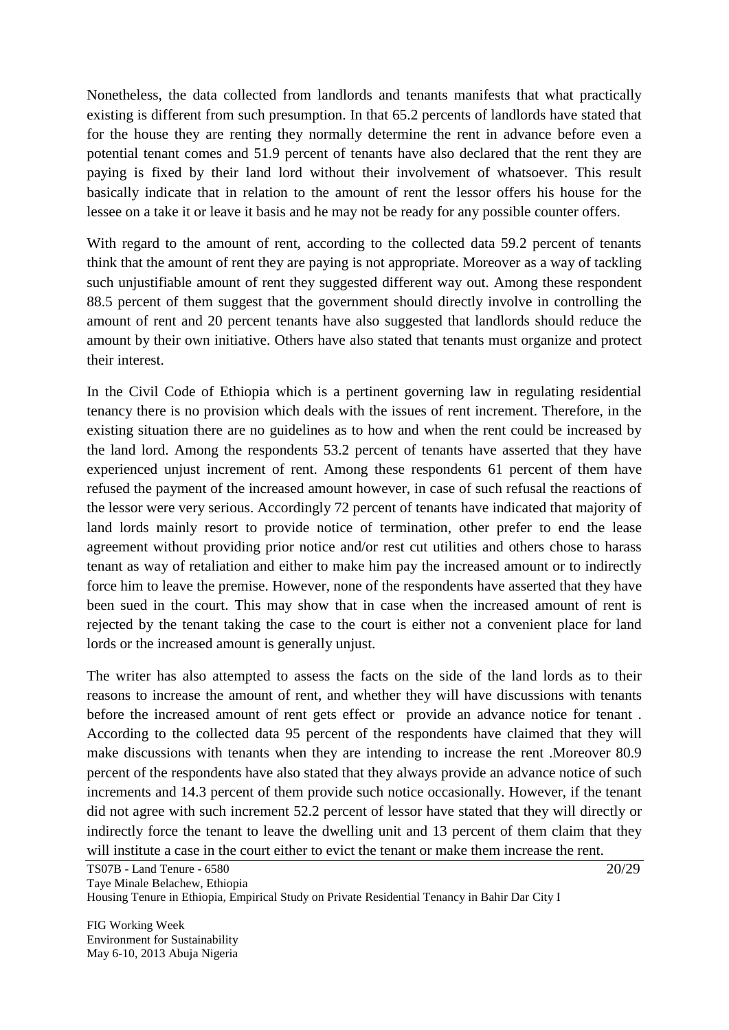Nonetheless, the data collected from landlords and tenants manifests that what practically existing is different from such presumption. In that 65.2 percents of landlords have stated that for the house they are renting they normally determine the rent in advance before even a potential tenant comes and 51.9 percent of tenants have also declared that the rent they are paying is fixed by their land lord without their involvement of whatsoever. This result basically indicate that in relation to the amount of rent the lessor offers his house for the lessee on a take it or leave it basis and he may not be ready for any possible counter offers.

With regard to the amount of rent, according to the collected data 59.2 percent of tenants think that the amount of rent they are paying is not appropriate. Moreover as a way of tackling such unjustifiable amount of rent they suggested different way out. Among these respondent 88.5 percent of them suggest that the government should directly involve in controlling the amount of rent and 20 percent tenants have also suggested that landlords should reduce the amount by their own initiative. Others have also stated that tenants must organize and protect their interest.

In the Civil Code of Ethiopia which is a pertinent governing law in regulating residential tenancy there is no provision which deals with the issues of rent increment. Therefore, in the existing situation there are no guidelines as to how and when the rent could be increased by the land lord. Among the respondents 53.2 percent of tenants have asserted that they have experienced unjust increment of rent. Among these respondents 61 percent of them have refused the payment of the increased amount however, in case of such refusal the reactions of the lessor were very serious. Accordingly 72 percent of tenants have indicated that majority of land lords mainly resort to provide notice of termination, other prefer to end the lease agreement without providing prior notice and/or rest cut utilities and others chose to harass tenant as way of retaliation and either to make him pay the increased amount or to indirectly force him to leave the premise. However, none of the respondents have asserted that they have been sued in the court. This may show that in case when the increased amount of rent is rejected by the tenant taking the case to the court is either not a convenient place for land lords or the increased amount is generally unjust.

The writer has also attempted to assess the facts on the side of the land lords as to their reasons to increase the amount of rent, and whether they will have discussions with tenants before the increased amount of rent gets effect or provide an advance notice for tenant . According to the collected data 95 percent of the respondents have claimed that they will make discussions with tenants when they are intending to increase the rent .Moreover 80.9 percent of the respondents have also stated that they always provide an advance notice of such increments and 14.3 percent of them provide such notice occasionally. However, if the tenant did not agree with such increment 52.2 percent of lessor have stated that they will directly or indirectly force the tenant to leave the dwelling unit and 13 percent of them claim that they will institute a case in the court either to evict the tenant or make them increase the rent.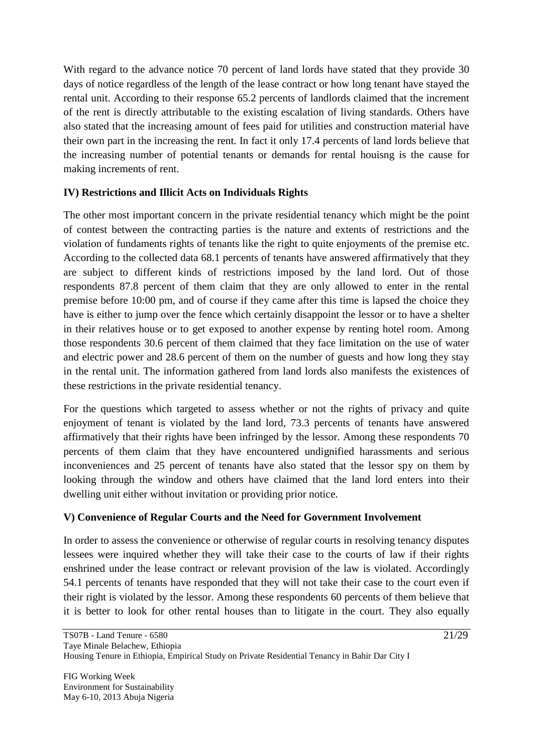With regard to the advance notice 70 percent of land lords have stated that they provide 30 days of notice regardless of the length of the lease contract or how long tenant have stayed the rental unit. According to their response 65.2 percents of landlords claimed that the increment of the rent is directly attributable to the existing escalation of living standards. Others have also stated that the increasing amount of fees paid for utilities and construction material have their own part in the increasing the rent. In fact it only 17.4 percents of land lords believe that the increasing number of potential tenants or demands for rental houisng is the cause for making increments of rent.

### IV) Restrictions and Illicit Acts on Individuals Rights

The other most important concern in the private residential tenancy which might be the point of contest between the contracting parties is the nature and extents of restrictions and the violation of fundaments rights of tenants like the right to quite enjoyments of the premise etc. According to the collected data 68.1 percents of tenants have answered affirmatively that they are subject to different kinds of restrictions imposed by the land lord. Out of those respondents 87.8 percent of them claim that they are only allowed to enter in the rental premise before 10:00 pm, and of course if they came after this time is lapsed the choice they have is either to jump over the fence which certainly disappoint the lessor or to have a shelter in their relatives house or to get exposed to another expense by renting hotel room. Among those respondents 30.6 percent of them claimed that they face limitation on the use of water and electric power and 28.6 percent of them on the number of guests and how long they stay in the rental unit. The information gathered from land lords also manifests the existences of these restrictions in the private residential tenancy.

For the questions which targeted to assess whether or not the rights of privacy and quite enjoyment of tenant is violated by the land lord, 73.3 percents of tenants have answered affirmatively that their rights have been infringed by the lessor. Among these respondents 70 percents of them claim that they have encountered undignified harassments and serious inconveniences and 25 percent of tenants have also stated that the lessor spy on them by looking through the window and others have claimed that the land lord enters into their dwelling unit either without invitation or providing prior notice.

### V) Convenience of Regular Courts and the Need for Government Involvement

In order to assess the convenience or otherwise of regular courts in resolving tenancy disputes lessees were inquired whether they will take their case to the courts of law if their rights enshrined under the lease contract or relevant provision of the law is violated. Accordingly 54.1 percents of tenants have responded that they will not take their case to the court even if their right is violated by the lessor. Among these respondents 60 percents of them believe that it is better to look for other rental houses than to litigate in the court. They also equally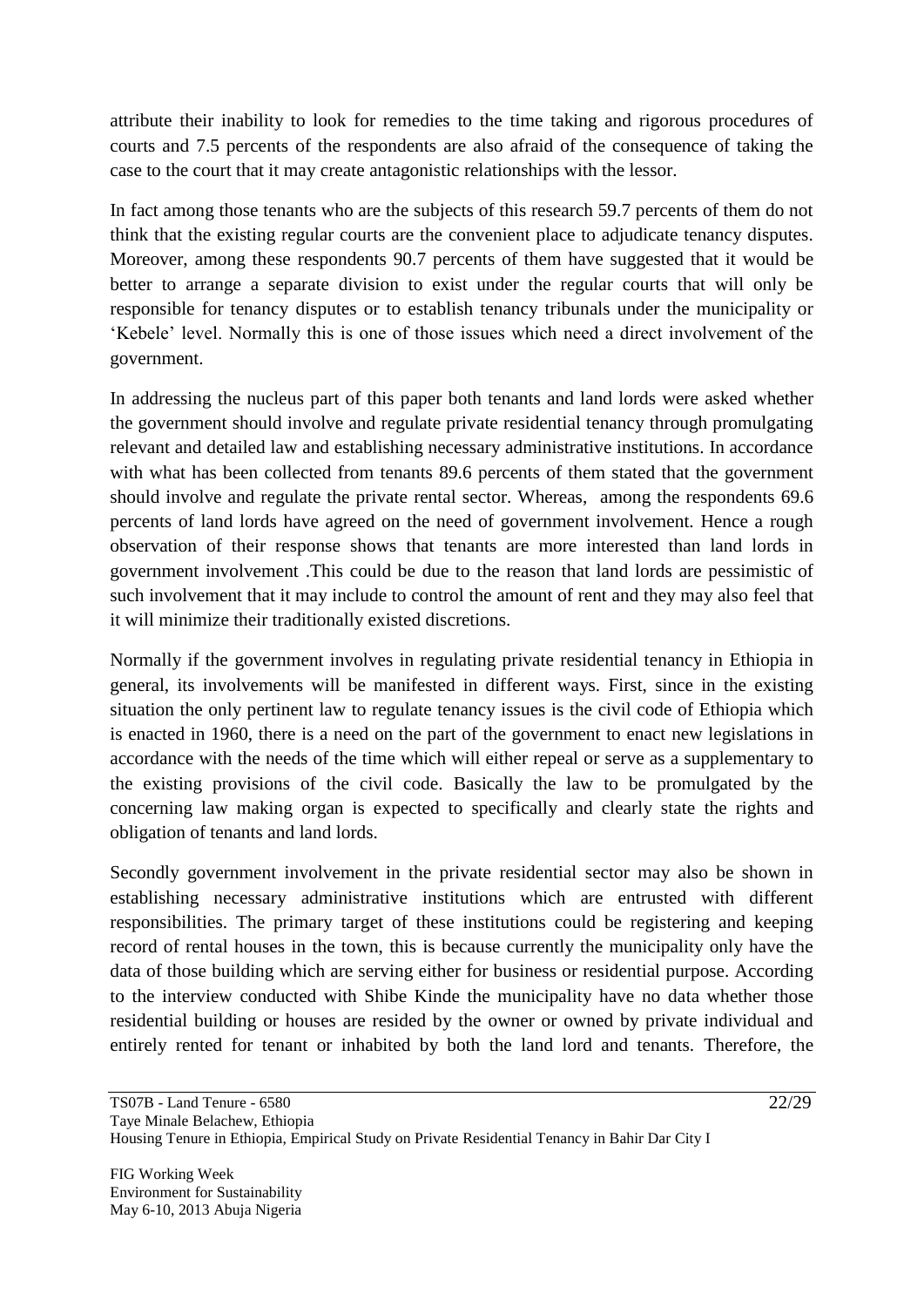attribute their inability to look for remedies to the time taking and rigorous procedures of courts and 7.5 percents of the respondents are also afraid of the consequence of taking the case to the court that it may create antagonistic relationships with the lessor.

In fact among those tenants who are the subjects of this research 59.7 percents of them do not think that the existing regular courts are the convenient place to adjudicate tenancy disputes. Moreover, among these respondents 90.7 percents of them have suggested that it would be better to arrange a separate division to exist under the regular courts that will only be responsible for tenancy disputes or to establish tenancy tribunals under the municipality or 'Kebele' level. Normally this is one of those issues which need a direct involvement of the government.

In addressing the nucleus part of this paper both tenants and land lords were asked whether the government should involve and regulate private residential tenancy through promulgating relevant and detailed law and establishing necessary administrative institutions. In accordance with what has been collected from tenants 89.6 percents of them stated that the government should involve and regulate the private rental sector. Whereas, among the respondents 69.6 percents of land lords have agreed on the need of government involvement. Hence a rough observation of their response shows that tenants are more interested than land lords in government involvement .This could be due to the reason that land lords are pessimistic of such involvement that it may include to control the amount of rent and they may also feel that it will minimize their traditionally existed discretions.

Normally if the government involves in regulating private residential tenancy in Ethiopia in general, its involvements will be manifested in different ways. First, since in the existing situation the only pertinent law to regulate tenancy issues is the civil code of Ethiopia which is enacted in 1960, there is a need on the part of the government to enact new legislations in accordance with the needs of the time which will either repeal or serve as a supplementary to the existing provisions of the civil code. Basically the law to be promulgated by the concerning law making organ is expected to specifically and clearly state the rights and obligation of tenants and land lords.

Secondly government involvement in the private residential sector may also be shown in establishing necessary administrative institutions which are entrusted with different responsibilities. The primary target of these institutions could be registering and keeping record of rental houses in the town, this is because currently the municipality only have the data of those building which are serving either for business or residential purpose. According to the interview conducted with Shibe Kinde the municipality have no data whether those residential building or houses are resided by the owner or owned by private individual and entirely rented for tenant or inhabited by both the land lord and tenants. Therefore, the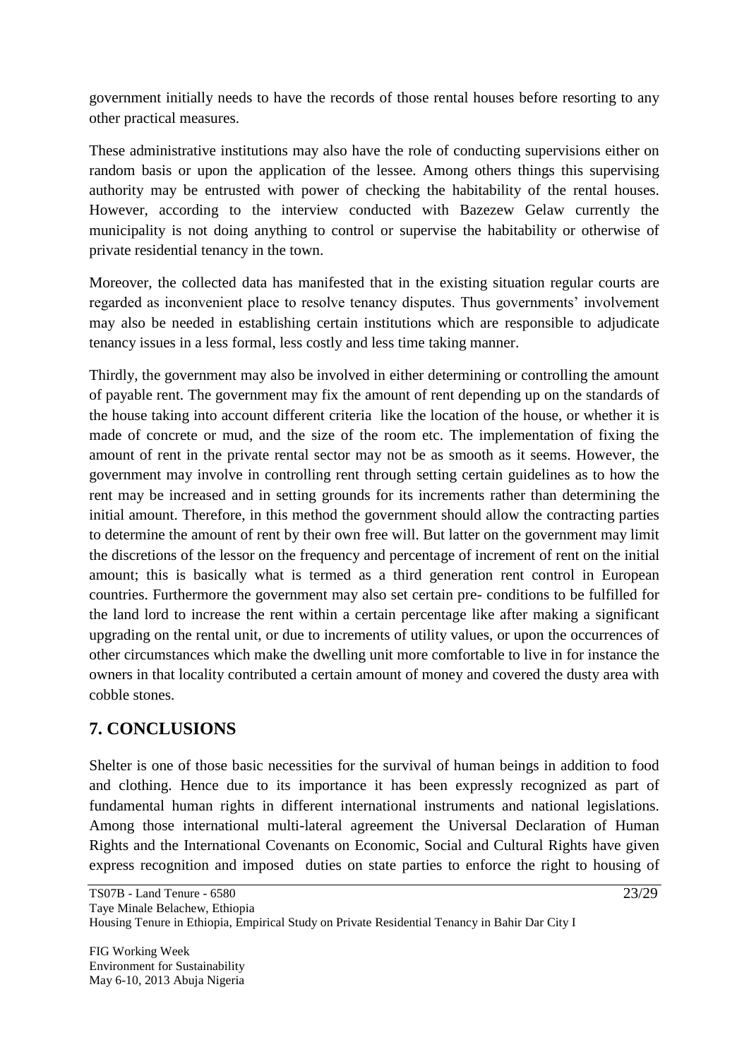government initially needs to have the records of those rental houses before resorting to any other practical measures.

These administrative institutions may also have the role of conducting supervisions either on random basis or upon the application of the lessee. Among others things this supervising authority may be entrusted with power of checking the habitability of the rental houses. However, according to the interview conducted with Bazezew Gelaw currently the municipality is not doing anything to control or supervise the habitability or otherwise of private residential tenancy in the town.

Moreover, the collected data has manifested that in the existing situation regular courts are regarded as inconvenient place to resolve tenancy disputes. Thus governments' involvement may also be needed in establishing certain institutions which are responsible to adjudicate tenancy issues in a less formal, less costly and less time taking manner.

Thirdly, the government may also be involved in either determining or controlling the amount of payable rent. The government may fix the amount of rent depending up on the standards of the house taking into account different criteria like the location of the house, or whether it is made of concrete or mud, and the size of the room etc. The implementation of fixing the amount of rent in the private rental sector may not be as smooth as it seems. However, the government may involve in controlling rent through setting certain guidelines as to how the rent may be increased and in setting grounds for its increments rather than determining the initial amount. Therefore, in this method the government should allow the contracting parties to determine the amount of rent by their own free will. But latter on the government may limit the discretions of the lessor on the frequency and percentage of increment of rent on the initial amount; this is basically what is termed as a third generation rent control in European countries. Furthermore the government may also set certain pre- conditions to be fulfilled for the land lord to increase the rent within a certain percentage like after making a significant upgrading on the rental unit, or due to increments of utility values, or upon the occurrences of other circumstances which make the dwelling unit more comfortable to live in for instance the owners in that locality contributed a certain amount of money and covered the dusty area with cobble stones.

## 7. CONCLUSIONS

Shelter is one of those basic necessities for the survival of human beings in addition to food and clothing. Hence due to its importance it has been expressly recognized as part of fundamental human rights in different international instruments and national legislations. Among those international multi-lateral agreement the Universal Declaration of Human Rights and the International Covenants on Economic, Social and Cultural Rights have given express recognition and imposed duties on state parties to enforce the right to housing of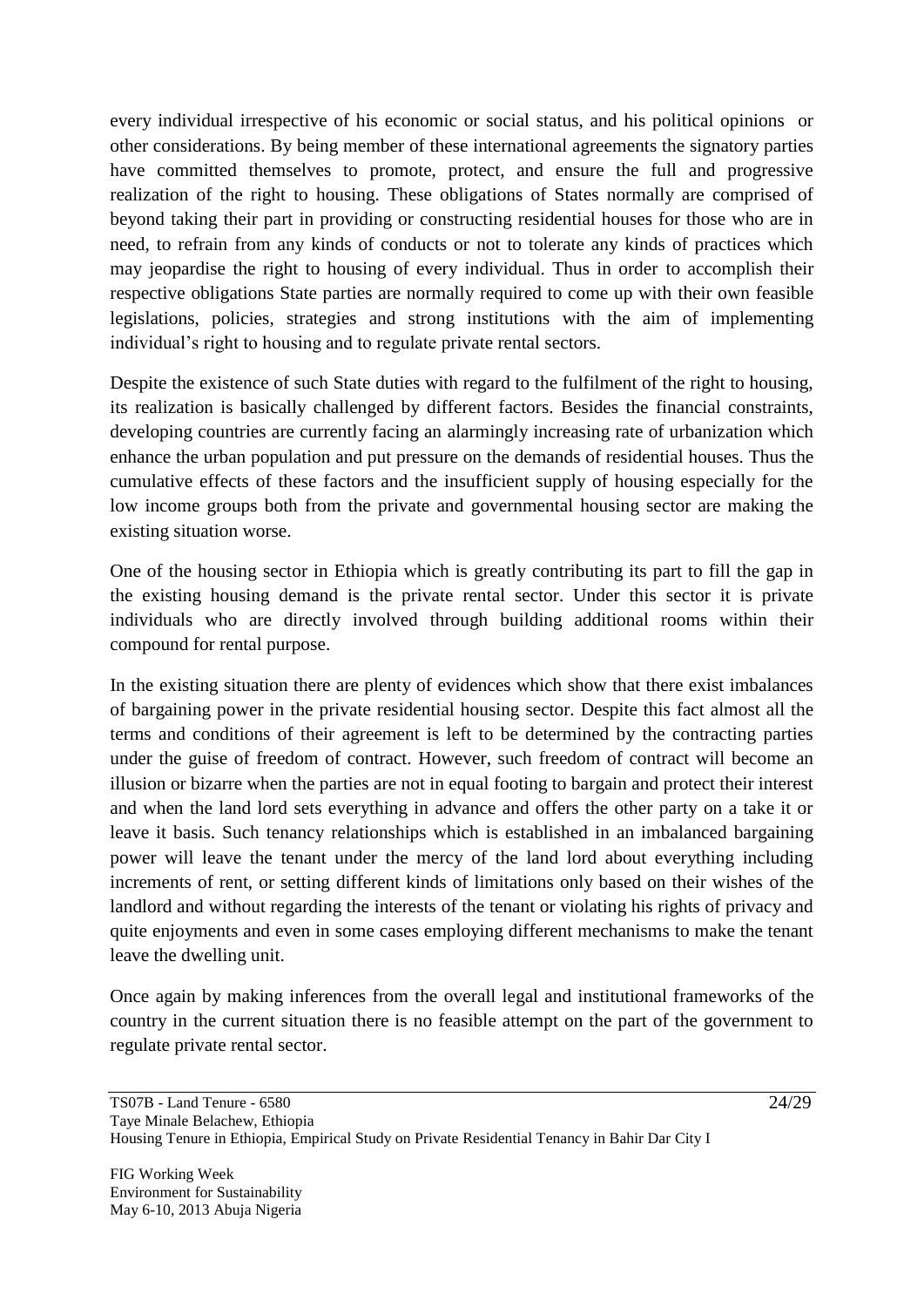every individual irrespective of his economic or social status, and his political opinions or other considerations. By being member of these international agreements the signatory parties have committed themselves to promote, protect, and ensure the full and progressive realization of the right to housing. These obligations of States normally are comprised of beyond taking their part in providing or constructing residential houses for those who are in need, to refrain from any kinds of conducts or not to tolerate any kinds of practices which may jeopardise the right to housing of every individual. Thus in order to accomplish their respective obligations State parties are normally required to come up with their own feasible legislations, policies, strategies and strong institutions with the aim of implementing individual's right to housing and to regulate private rental sectors.

Despite the existence of such State duties with regard to the fulfilment of the right to housing, its realization is basically challenged by different factors. Besides the financial constraints, developing countries are currently facing an alarmingly increasing rate of urbanization which enhance the urban population and put pressure on the demands of residential houses. Thus the cumulative effects of these factors and the insufficient supply of housing especially for the low income groups both from the private and governmental housing sector are making the existing situation worse.

One of the housing sector in Ethiopia which is greatly contributing its part to fill the gap in the existing housing demand is the private rental sector. Under this sector it is private individuals who are directly involved through building additional rooms within their compound for rental purpose.

In the existing situation there are plenty of evidences which show that there exist imbalances of bargaining power in the private residential housing sector. Despite this fact almost all the terms and conditions of their agreement is left to be determined by the contracting parties under the guise of freedom of contract. However, such freedom of contract will become an illusion or bizarre when the parties are not in equal footing to bargain and protect their interest and when the land lord sets everything in advance and offers the other party on a take it or leave it basis. Such tenancy relationships which is established in an imbalanced bargaining power will leave the tenant under the mercy of the land lord about everything including increments of rent, or setting different kinds of limitations only based on their wishes of the landlord and without regarding the interests of the tenant or violating his rights of privacy and quite enjoyments and even in some cases employing different mechanisms to make the tenant leave the dwelling unit.

Once again by making inferences from the overall legal and institutional frameworks of the country in the current situation there is no feasible attempt on the part of the government to regulate private rental sector.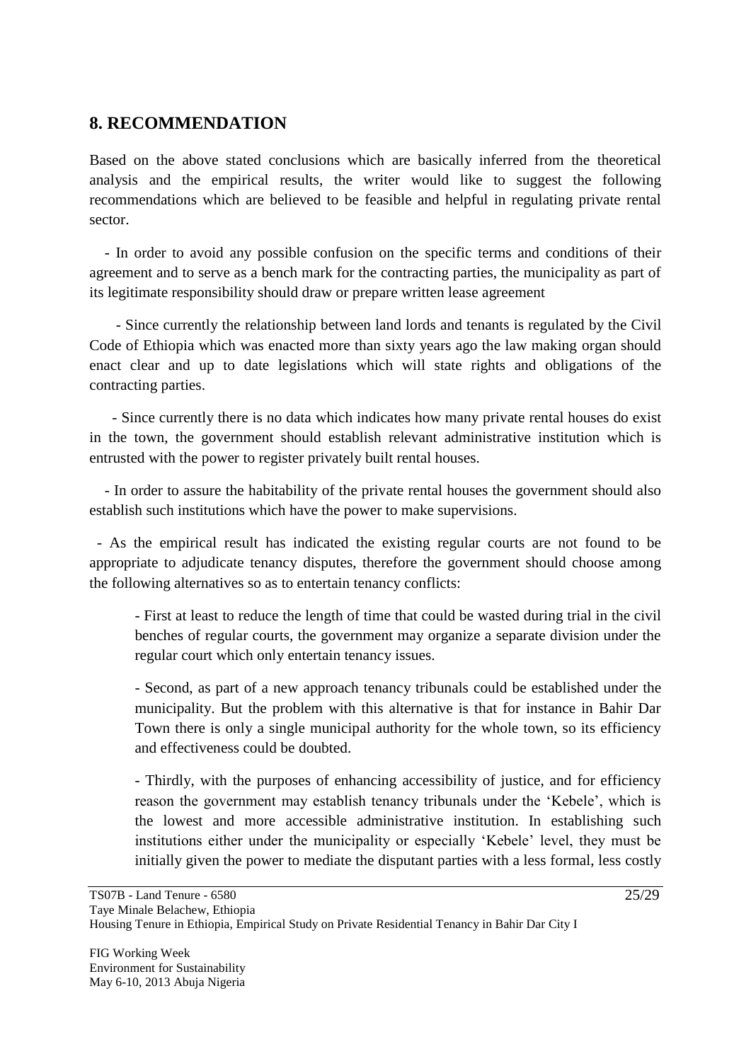## 8. RECOMMENDATION

Based on the above stated conclusions which are basically inferred from the theoretical analysis and the empirical results, the writer would like to suggest the following recommendations which are believed to be feasible and helpful in regulating private rental sector.

- In order to avoid any possible confusion on the specific terms and conditions of their agreement and to serve as a bench mark for the contracting parties, the municipality as part of its legitimate responsibility should draw or prepare written lease agreement

- Since currently the relationship between land lords and tenants is regulated by the Civil Code of Ethiopia which was enacted more than sixty years ago the law making organ should enact clear and up to date legislations which will state rights and obligations of the contracting parties.

- Since currently there is no data which indicates how many private rental houses do exist in the town, the government should establish relevant administrative institution which is entrusted with the power to register privately built rental houses.

- In order to assure the habitability of the private rental houses the government should also establish such institutions which have the power to make supervisions.

- As the empirical result has indicated the existing regular courts are not found to be appropriate to adjudicate tenancy disputes, therefore the government should choose among the following alternatives so as to entertain tenancy conflicts:

  - First at least to reduce the length of time that could be wasted during trial in the civil benches of regular courts, the government may organize a separate division under the regular court which only entertain tenancy issues.

  - Second, as part of a new approach tenancy tribunals could be established under the municipality. But the problem with this alternative is that for instance in Bahir Dar Town there is only a single municipal authority for the whole town, so its efficiency and effectiveness could be doubted.

  - Thirdly, with the purposes of enhancing accessibility of justice, and for efficiency reason the government may establish tenancy tribunals under the 'Kebele', which is the lowest and more accessible administrative institution. In establishing such institutions either under the municipality or especially 'Kebele' level, they must be initially given the power to mediate the disputant parties with a less formal, less costly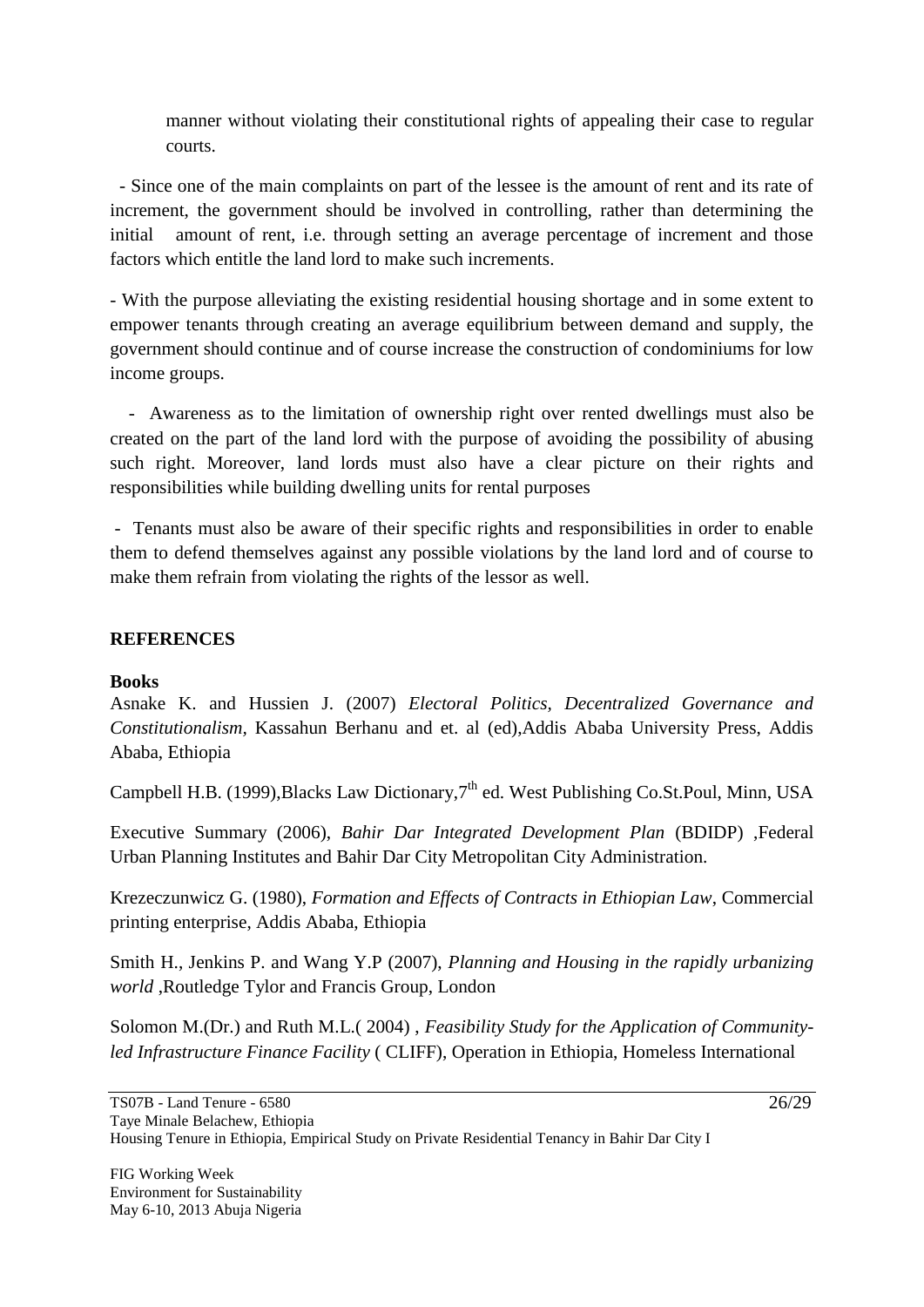manner without violating their constitutional rights of appealing their case to regular courts.

- Since one of the main complaints on part of the lessee is the amount of rent and its rate of increment, the government should be involved in controlling, rather than determining the initial amount of rent, i.e. through setting an average percentage of increment and those factors which entitle the land lord to make such increments.

- With the purpose alleviating the existing residential housing shortage and in some extent to empower tenants through creating an average equilibrium between demand and supply, the government should continue and of course increase the construction of condominiums for low income groups.

- Awareness as to the limitation of ownership right over rented dwellings must also be created on the part of the land lord with the purpose of avoiding the possibility of abusing such right. Moreover, land lords must also have a clear picture on their rights and responsibilities while building dwelling units for rental purposes

- Tenants must also be aware of their specific rights and responsibilities in order to enable them to defend themselves against any possible violations by the land lord and of course to make them refrain from violating the rights of the lessor as well.

## REFERENCES

**Books**

Asnake K. and Hussien J. (2007) *Electoral Politics, Decentralized Governance and Constitutionalism*, Kassahun Berhanu and et. al (ed),Addis Ababa University Press, Addis Ababa, Ethiopia

Campbell H.B. (1999),Blacks Law Dictionary,7th ed. West Publishing Co.St.Poul, Minn, USA

Executive Summary (2006), *Bahir Dar Integrated Development Plan* (BDIDP) ,Federal Urban Planning Institutes and Bahir Dar City Metropolitan City Administration.

Krezeczunwicz G. (1980), *Formation and Effects of Contracts in Ethiopian Law*, Commercial printing enterprise, Addis Ababa, Ethiopia

Smith H., Jenkins P. and Wang Y.P (2007), *Planning and Housing in the rapidly urbanizing world* ,Routledge Tylor and Francis Group, London

Solomon M.(Dr.) and Ruth M.L.( 2004) , *Feasibility Study for the Application of Community-led Infrastructure Finance Facility* ( CLIFF), Operation in Ethiopia, Homeless International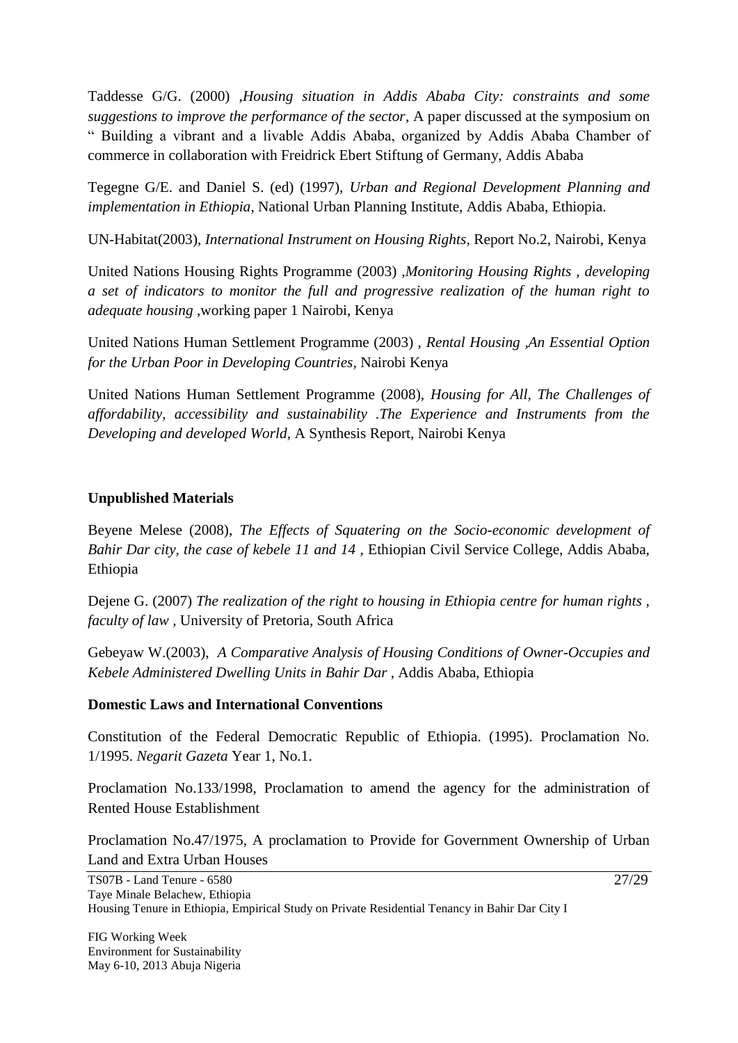Taddesse G/G. (2000) ,*Housing situation in Addis Ababa City: constraints and some suggestions to improve the performance of the sector*, A paper discussed at the symposium on " Building a vibrant and a livable Addis Ababa, organized by Addis Ababa Chamber of commerce in collaboration with Freidrick Ebert Stiftung of Germany, Addis Ababa

Tegegne G/E. and Daniel S. (ed) (1997), *Urban and Regional Development Planning and implementation in Ethiopia*, National Urban Planning Institute, Addis Ababa, Ethiopia.

UN-Habitat(2003), *International Instrument on Housing Rights*, Report No.2, Nairobi, Kenya

United Nations Housing Rights Programme (2003) ,*Monitoring Housing Rights , developing a set of indicators to monitor the full and progressive realization of the human right to adequate housing* ,working paper 1 Nairobi, Kenya

United Nations Human Settlement Programme (2003) , *Rental Housing ,An Essential Option for the Urban Poor in Developing Countries*, Nairobi Kenya

United Nations Human Settlement Programme (2008), *Housing for All, The Challenges of affordability, accessibility and sustainability .The Experience and Instruments from the Developing and developed World*, A Synthesis Report, Nairobi Kenya

**Unpublished Materials**

Beyene Melese (2008), *The Effects of Squatering on the Socio-economic development of Bahir Dar city, the case of kebele 11 and 14* , Ethiopian Civil Service College, Addis Ababa, Ethiopia

Dejene G. (2007) *The realization of the right to housing in Ethiopia centre for human rights , faculty of law* , University of Pretoria, South Africa

Gebeyaw W.(2003), *A Comparative Analysis of Housing Conditions of Owner-Occupies and Kebele Administered Dwelling Units in Bahir Dar* , Addis Ababa, Ethiopia

**Domestic Laws and International Conventions**

Constitution of the Federal Democratic Republic of Ethiopia. (1995). Proclamation No. 1/1995. *Negarit Gazeta* Year 1, No.1.

Proclamation No.133/1998, Proclamation to amend the agency for the administration of Rented House Establishment

Proclamation No.47/1975, A proclamation to Provide for Government Ownership of Urban Land and Extra Urban Houses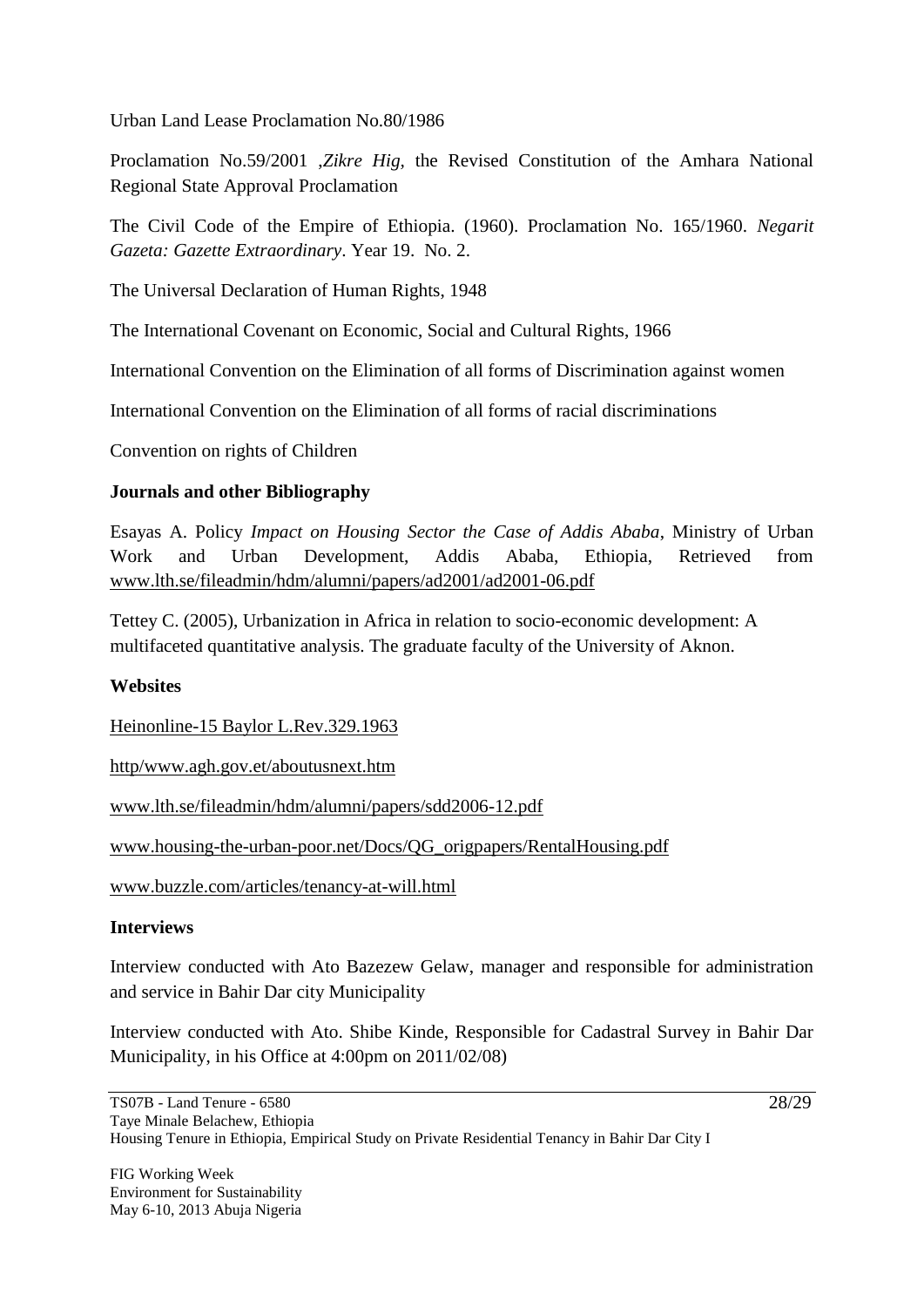Urban Land Lease Proclamation No.80/1986

Proclamation No.59/2001 ,*Zikre Hig*, the Revised Constitution of the Amhara National Regional State Approval Proclamation

The Civil Code of the Empire of Ethiopia. (1960). Proclamation No. 165/1960. *Negarit Gazeta: Gazette Extraordinary*. Year 19. No. 2.

The Universal Declaration of Human Rights, 1948

The International Covenant on Economic, Social and Cultural Rights, 1966

International Convention on the Elimination of all forms of Discrimination against women

International Convention on the Elimination of all forms of racial discriminations

Convention on rights of Children

**Journals and other Bibliography**

Esayas A. Policy *Impact on Housing Sector the Case of Addis Ababa*, Ministry of Urban Work and Urban Development, Addis Ababa, Ethiopia, Retrieved from www.lth.se/fileadmin/hdm/alumni/papers/ad2001/ad2001-06.pdf

Tettey C. (2005), Urbanization in Africa in relation to socio-economic development: A multifaceted quantitative analysis. The graduate faculty of the University of Aknon.

**Websites**

Heinonline-15 Baylor L.Rev.329.1963

http/www.agh.gov.et/aboutusnext.htm

www.lth.se/fileadmin/hdm/alumni/papers/sdd2006-12.pdf

www.housing-the-urban-poor.net/Docs/QG_origpapers/RentalHousing.pdf

www.buzzle.com/articles/tenancy-at-will.html

**Interviews**

Interview conducted with Ato Bazezew Gelaw, manager and responsible for administration and service in Bahir Dar city Municipality

Interview conducted with Ato. Shibe Kinde, Responsible for Cadastral Survey in Bahir Dar Municipality, in his Office at 4:00pm on 2011/02/08)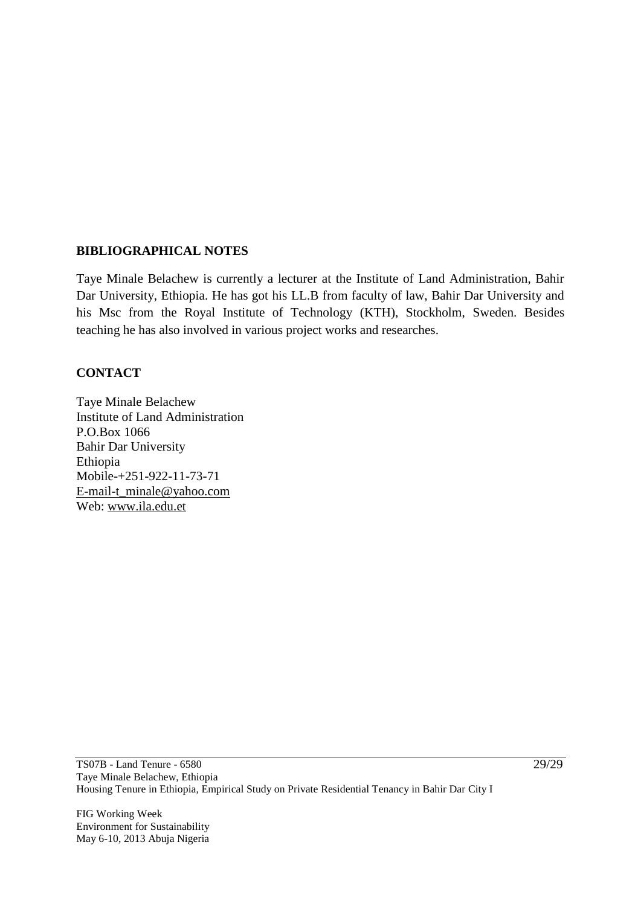## BIBLIOGRAPHICAL NOTES

Taye Minale Belachew is currently a lecturer at the Institute of Land Administration, Bahir Dar University, Ethiopia. He has got his LL.B from faculty of law, Bahir Dar University and his Msc from the Royal Institute of Technology (KTH), Stockholm, Sweden. Besides teaching he has also involved in various project works and researches.

## CONTACT

Taye Minale Belachew
Institute of Land Administration
P.O.Box 1066
Bahir Dar University
Ethiopia
Mobile-+251-922-11-73-71
E-mail-t_minale@yahoo.com
Web: www.ila.edu.et